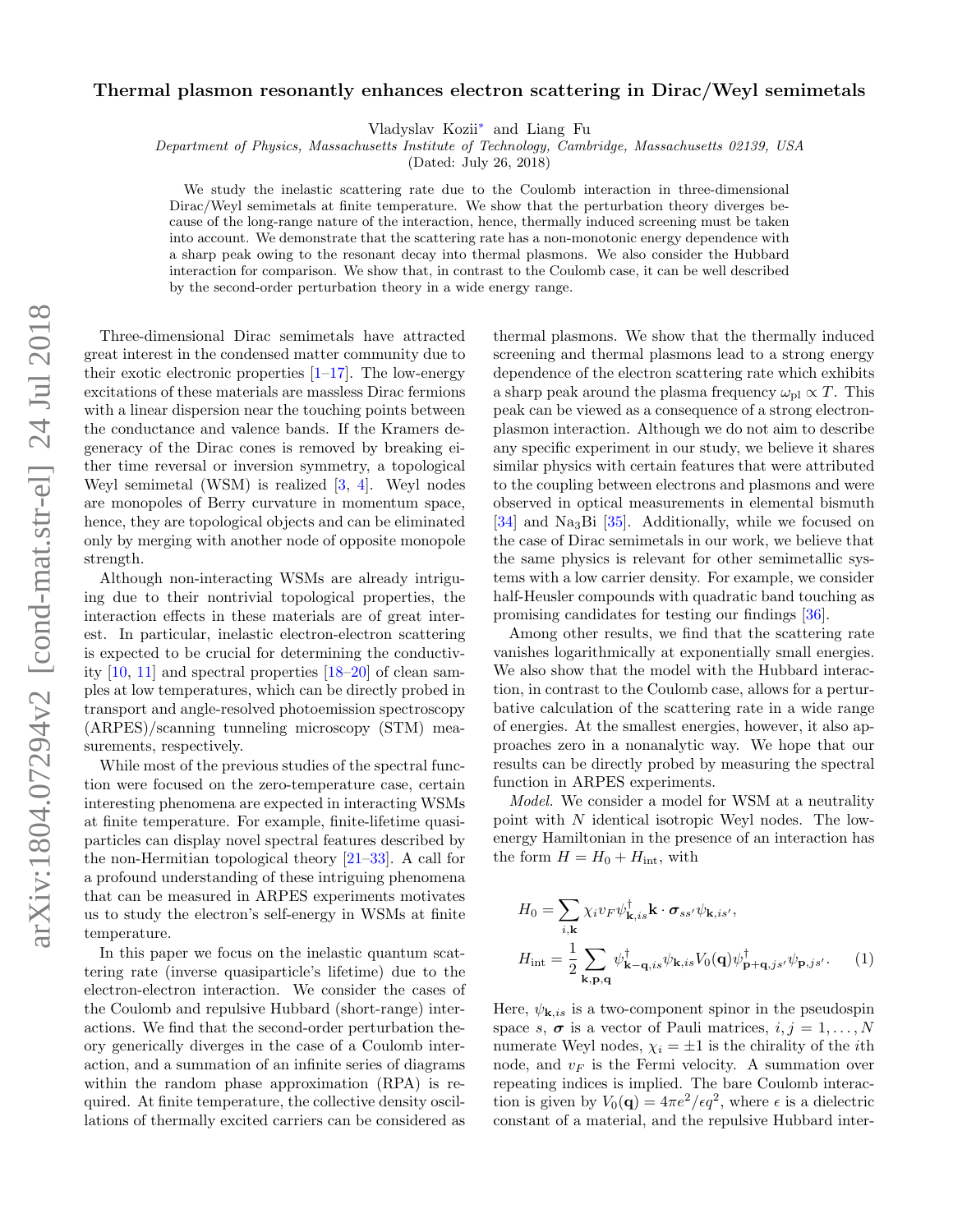# Thermal plasmon resonantly enhances electron scattering in Dirac/Weyl semimetals

Vladyslav Kozii[*] and Liang Fu

*Department of Physics, Massachusetts Institute of Technology, Cambridge, Massachusetts 02139, USA*

(Dated: July 26, 2018)

We study the inelastic scattering rate due to the Coulomb interaction in three-dimensional Dirac/Weyl semimetals at finite temperature. We show that the perturbation theory diverges because of the long-range nature of the interaction, hence, thermally induced screening must be taken into account. We demonstrate that the scattering rate has a non-monotonic energy dependence with a sharp peak owing to the resonant decay into thermal plasmons. We also consider the Hubbard interaction for comparison. We show that, in contrast to the Coulomb case, it can be well described by the second-order perturbation theory in a wide energy range.

Three-dimensional Dirac semimetals have attracted great interest in the condensed matter community due to their exotic electronic properties [1–17]. The low-energy excitations of these materials are massless Dirac fermions with a linear dispersion near the touching points between the conductance and valence bands. If the Kramers degeneracy of the Dirac cones is removed by breaking either time reversal or inversion symmetry, a topological Weyl semimetal (WSM) is realized [3, 4]. Weyl nodes are monopoles of Berry curvature in momentum space, hence, they are topological objects and can be eliminated only by merging with another node of opposite monopole strength.

Although non-interacting WSMs are already intriguing due to their nontrivial topological properties, the interaction effects in these materials are of great interest. In particular, inelastic electron-electron scattering is expected to be crucial for determining the conductivity [10, 11] and spectral properties [18–20] of clean samples at low temperatures, which can be directly probed in transport and angle-resolved photoemission spectroscopy (ARPES)/scanning tunneling microscopy (STM) measurements, respectively.

While most of the previous studies of the spectral function were focused on the zero-temperature case, certain interesting phenomena are expected in interacting WSMs at finite temperature. For example, finite-lifetime quasiparticles can display novel spectral features described by the non-Hermitian topological theory [21–33]. A call for a profound understanding of these intriguing phenomena that can be measured in ARPES experiments motivates us to study the electron's self-energy in WSMs at finite temperature.

In this paper we focus on the inelastic quantum scattering rate (inverse quasiparticle's lifetime) due to the electron-electron interaction. We consider the cases of the Coulomb and repulsive Hubbard (short-range) interactions. We find that the second-order perturbation theory generically diverges in the case of a Coulomb interaction, and a summation of an infinite series of diagrams within the random phase approximation (RPA) is required. At finite temperature, the collective density oscillations of thermally excited carriers can be considered as thermal plasmons. We show that the thermally induced screening and thermal plasmons lead to a strong energy dependence of the electron scattering rate which exhibits a sharp peak around the plasma frequency $\omega_{\rm pl} \propto T$. This peak can be viewed as a consequence of a strong electron-plasmon interaction. Although we do not aim to describe any specific experiment in our study, we believe it shares similar physics with certain features that were attributed to the coupling between electrons and plasmons and were observed in optical measurements in elemental bismuth [34] and $\mathrm{Na_3Bi}$ [35]. Additionally, while we focused on the case of Dirac semimetals in our work, we believe that the same physics is relevant for other semimetallic systems with a low carrier density. For example, we consider half-Heusler compounds with quadratic band touching as promising candidates for testing our findings [36].

Among other results, we find that the scattering rate vanishes logarithmically at exponentially small energies. We also show that the model with the Hubbard interaction, in contrast to the Coulomb case, allows for a perturbative calculation of the scattering rate in a wide range of energies. At the smallest energies, however, it also approaches zero in a nonanalytic way. We hope that our results can be directly probed by measuring the spectral function in ARPES experiments.

*Model.* We consider a model for WSM at a neutrality point with $N$ identical isotropic Weyl nodes. The low-energy Hamiltonian in the presence of an interaction has the form $H = H_0 + H_{\rm int}$, with

$$
H_0 = \sum_{i,\mathbf{k}} \chi_i v_F \psi^\dagger_{\mathbf{k},is} \mathbf{k}\cdot\boldsymbol{\sigma}_{ss'}\psi_{\mathbf{k},is'},
$$

$$
H_{\rm int} = \frac{1}{2}\sum_{\mathbf{k},\mathbf{p},\mathbf{q}} \psi^\dagger_{\mathbf{k}-\mathbf{q},is}\psi_{\mathbf{k},is} V_0(\mathbf{q}) \psi^\dagger_{\mathbf{p}+\mathbf{q},js'}\psi_{\mathbf{p},js'}. \qquad (1)
$$

Here, $\psi_{\mathbf{k},is}$ is a two-component spinor in the pseudospin space $s$, $\boldsymbol{\sigma}$ is a vector of Pauli matrices, $i,j = 1,\ldots,N$ numerate Weyl nodes, $\chi_i = \pm 1$ is the chirality of the $i$th node, and $v_F$ is the Fermi velocity. A summation over repeating indices is implied. The bare Coulomb interaction is given by $V_0(\mathbf{q}) = 4\pi e^2/\epsilon q^2$, where $\epsilon$ is a dielectric constant of a material, and the repulsive Hubbard inter-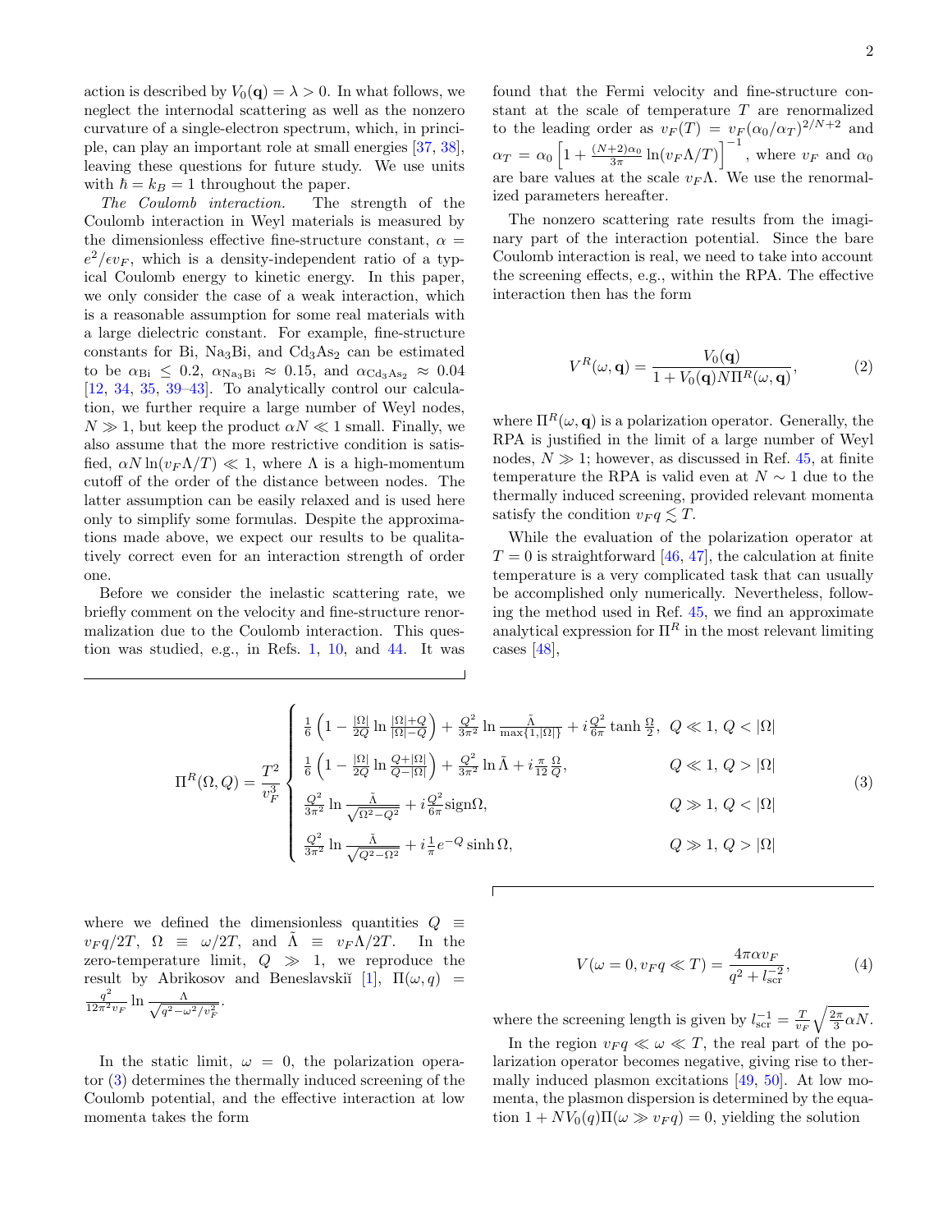action is described by $V_0(\mathbf{q}) = \lambda > 0$. In what follows, we neglect the internodal scattering as well as the nonzero curvature of a single-electron spectrum, which, in principle, can play an important role at small energies [37, 38], leaving these questions for future study. We use units with $\hbar = k_B = 1$ throughout the paper.

*The Coulomb interaction.* The strength of the Coulomb interaction in Weyl materials is measured by the dimensionless effective fine-structure constant, $\alpha = e^2/\epsilon v_F$, which is a density-independent ratio of a typical Coulomb energy to kinetic energy. In this paper, we only consider the case of a weak interaction, which is a reasonable assumption for some real materials with a large dielectric constant. For example, fine-structure constants for Bi, $Na_3Bi$, and $Cd_3As_2$ can be estimated to be $\alpha_{\rm Bi} \leq 0.2$, $\alpha_{\rm Na_3Bi} \approx 0.15$, and $\alpha_{\rm Cd_3As_2} \approx 0.04$ [12, 34, 35, 39–43]. To analytically control our calculation, we further require a large number of Weyl nodes, $N \gg 1$, but keep the product $\alpha N \ll 1$ small. Finally, we also assume that the more restrictive condition is satisfied, $\alpha N \ln(v_F\Lambda/T) \ll 1$, where $\Lambda$ is a high-momentum cutoff of the order of the distance between nodes. The latter assumption can be easily relaxed and is used here only to simplify some formulas. Despite the approximations made above, we expect our results to be qualitatively correct even for an interaction strength of order one.

Before we consider the inelastic scattering rate, we briefly comment on the velocity and fine-structure renormalization due to the Coulomb interaction. This question was studied, e.g., in Refs. 1, 10, and 44. It was found that the Fermi velocity and fine-structure constant at the scale of temperature $T$ are renormalized to the leading order as $v_F(T) = v_F(\alpha_0/\alpha_T)^{2/N+2}$ and $\alpha_T = \alpha_0\left[1 + \frac{(N+2)\alpha_0}{3\pi}\ln(v_F\Lambda/T)\right]^{-1}$, where $v_F$ and $\alpha_0$ are bare values at the scale $v_F\Lambda$. We use the renormalized parameters hereafter.

The nonzero scattering rate results from the imaginary part of the interaction potential. Since the bare Coulomb interaction is real, we need to take into account the screening effects, e.g., within the RPA. The effective interaction then has the form

$$V^R(\omega, \mathbf{q}) = \frac{V_0(\mathbf{q})}{1 + V_0(\mathbf{q})N\Pi^R(\omega, \mathbf{q})}, \tag{2}$$

where $\Pi^R(\omega, \mathbf{q})$ is a polarization operator. Generally, the RPA is justified in the limit of a large number of Weyl nodes, $N \gg 1$; however, as discussed in Ref. 45, at finite temperature the RPA is valid even at $N \sim 1$ due to the thermally induced screening, provided relevant momenta satisfy the condition $v_F q \lesssim T$.

While the evaluation of the polarization operator at $T = 0$ is straightforward [46, 47], the calculation at finite temperature is a very complicated task that can usually be accomplished only numerically. Nevertheless, following the method used in Ref. 45, we find an approximate analytical expression for $\Pi^R$ in the most relevant limiting cases [48],

$$\Pi^R(\Omega, Q) = \frac{T^2}{v_F^3}\begin{cases} \frac{1}{6}\left(1 - \frac{|\Omega|}{2Q}\ln\frac{|\Omega|+Q}{|\Omega|-Q}\right) + \frac{Q^2}{3\pi^2}\ln\frac{\tilde{\Lambda}}{\max\{1,|\Omega|\}} + i\frac{Q^2}{6\pi}\tanh\frac{\Omega}{2}, & Q \ll 1,\ Q < |\Omega| \\ \frac{1}{6}\left(1 - \frac{|\Omega|}{2Q}\ln\frac{Q+|\Omega|}{Q-|\Omega|}\right) + \frac{Q^2}{3\pi^2}\ln\tilde{\Lambda} + i\frac{\pi}{12}\frac{\Omega}{Q}, & Q \ll 1,\ Q > |\Omega| \\ \frac{Q^2}{3\pi^2}\ln\frac{\tilde{\Lambda}}{\sqrt{\Omega^2 - Q^2}} + i\frac{Q^2}{6\pi}\mathrm{sign}\Omega, & Q \gg 1,\ Q < |\Omega| \\ \frac{Q^2}{3\pi^2}\ln\frac{\tilde{\Lambda}}{\sqrt{Q^2-\Omega^2}} + i\frac{1}{\pi}e^{-Q}\sinh\Omega, & Q \gg 1,\ Q > |\Omega| \end{cases} \tag{3}$$

where we defined the dimensionless quantities $Q \equiv v_F q/2T$, $\Omega \equiv \omega/2T$, and $\tilde{\Lambda} \equiv v_F\Lambda/2T$. In the zero-temperature limit, $Q \gg 1$, we reproduce the result by Abrikosov and Beneslavskiĭ [1], $\Pi(\omega, q) = \frac{q^2}{12\pi^2 v_F}\ln\frac{\Lambda}{\sqrt{q^2 - \omega^2/v_F^2}}$.

In the static limit, $\omega = 0$, the polarization operator (3) determines the thermally induced screening of the Coulomb potential, and the effective interaction at low momenta takes the form

$$V(\omega = 0, v_F q \ll T) = \frac{4\pi\alpha v_F}{q^2 + l_{\rm scr}^{-2}}, \tag{4}$$

where the screening length is given by $l_{\rm scr}^{-1} = \frac{T}{v_F}\sqrt{\frac{2\pi}{3}\alpha N}$.

In the region $v_F q \ll \omega \ll T$, the real part of the polarization operator becomes negative, giving rise to thermally induced plasmon excitations [49, 50]. At low momenta, the plasmon dispersion is determined by the equation $1 + NV_0(q)\Pi(\omega \gg v_F q) = 0$, yielding the solution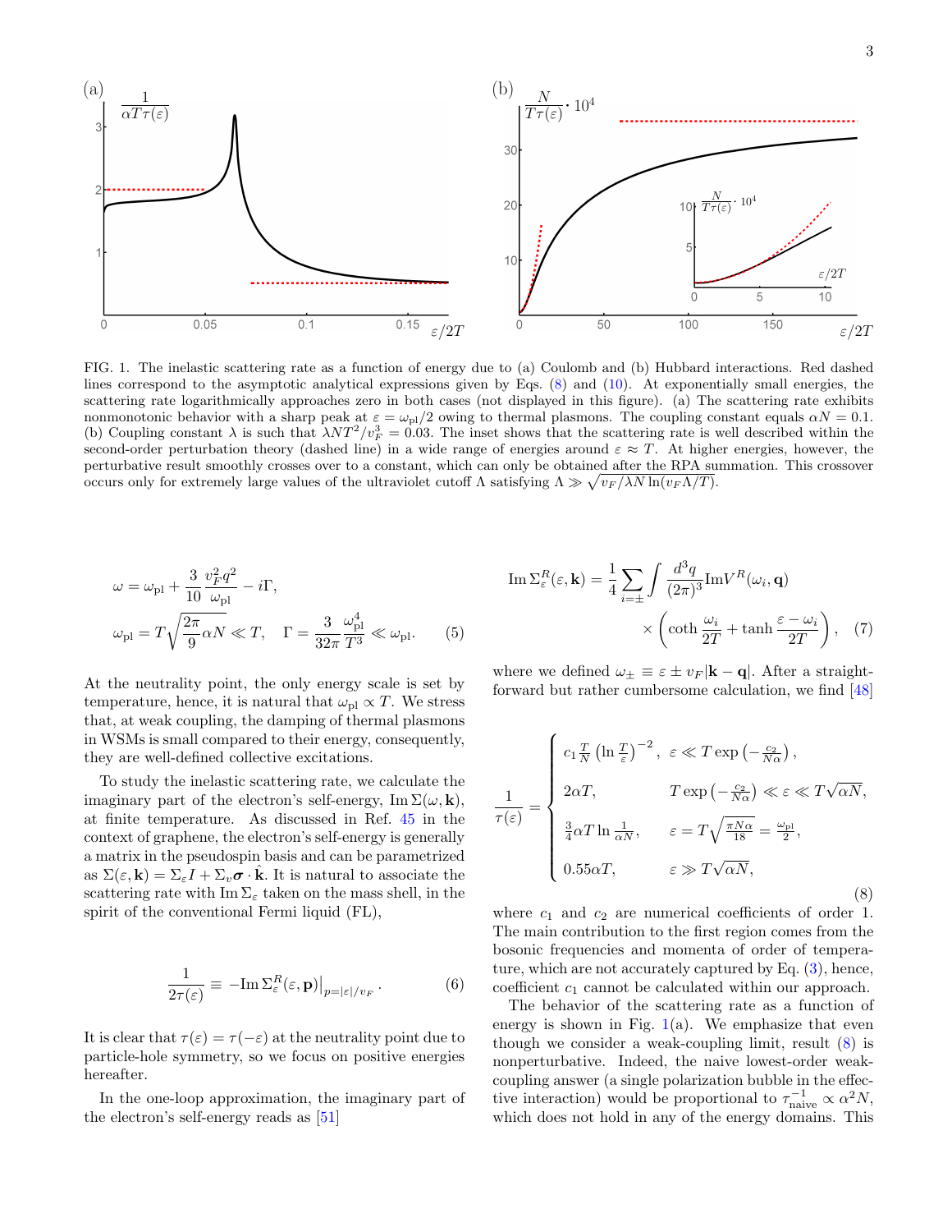FIG. 1. The inelastic scattering rate as a function of energy due to (a) Coulomb and (b) Hubbard interactions. Red dashed lines correspond to the asymptotic analytical expressions given by Eqs. (8) and (10). At exponentially small energies, the scattering rate logarithmically approaches zero in both cases (not displayed in this figure). (a) The scattering rate exhibits nonmonotonic behavior with a sharp peak at $\varepsilon = \omega_{\rm pl}/2$ owing to thermal plasmons. The coupling constant equals $\alpha N = 0.1$. (b) Coupling constant $\lambda$ is such that $\lambda N T^2/v_F^3 = 0.03$. The inset shows that the scattering rate is well described within the second-order perturbation theory (dashed line) in a wide range of energies around $\varepsilon \approx T$. At higher energies, however, the perturbative result smoothly crosses over to a constant, which can only be obtained after the RPA summation. This crossover occurs only for extremely large values of the ultraviolet cutoff $\Lambda$ satisfying $\Lambda \gg \sqrt{v_F/\lambda N \ln(v_F\Lambda/T)}$.

$$
\omega = \omega_{\rm pl} + \frac{3}{10}\frac{v_F^2 q^2}{\omega_{\rm pl}} - i\Gamma,
$$
$$
\omega_{\rm pl} = T\sqrt{\frac{2\pi}{9}\alpha N} \ll T, \quad \Gamma = \frac{3}{32\pi}\frac{\omega_{\rm pl}^4}{T^3} \ll \omega_{\rm pl}. \tag{5}
$$

At the neutrality point, the only energy scale is set by temperature, hence, it is natural that $\omega_{\rm pl} \propto T$. We stress that, at weak coupling, the damping of thermal plasmons in WSMs is small compared to their energy, consequently, they are well-defined collective excitations.

To study the inelastic scattering rate, we calculate the imaginary part of the electron's self-energy, $\operatorname{Im}\Sigma(\omega, \mathbf{k})$, at finite temperature. As discussed in Ref. [45] in the context of graphene, the electron's self-energy is generally a matrix in the pseudospin basis and can be parametrized as $\Sigma(\varepsilon, \mathbf{k}) = \Sigma_\varepsilon I + \Sigma_v \boldsymbol{\sigma}\cdot\hat{\mathbf{k}}$. It is natural to associate the scattering rate with $\operatorname{Im}\Sigma_\varepsilon$ taken on the mass shell, in the spirit of the conventional Fermi liquid (FL),

$$
\frac{1}{2\tau(\varepsilon)} \equiv -\operatorname{Im}\Sigma^R_\varepsilon(\varepsilon, \mathbf{p})\big|_{p=|\varepsilon|/v_F}. \tag{6}
$$

It is clear that $\tau(\varepsilon) = \tau(-\varepsilon)$ at the neutrality point due to particle-hole symmetry, so we focus on positive energies hereafter.

In the one-loop approximation, the imaginary part of the electron's self-energy reads as [51]

$$
\operatorname{Im}\Sigma^R_\varepsilon(\varepsilon, \mathbf{k}) = \frac{1}{4}\sum_{i=\pm}\int\frac{d^3q}{(2\pi)^3}\operatorname{Im}V^R(\omega_i, \mathbf{q}) \times\left(\coth\frac{\omega_i}{2T} + \tanh\frac{\varepsilon - \omega_i}{2T}\right), \tag{7}
$$

where we defined $\omega_\pm \equiv \varepsilon \pm v_F|\mathbf{k} - \mathbf{q}|$. After a straightforward but rather cumbersome calculation, we find [48]

$$
\frac{1}{\tau(\varepsilon)} = \begin{cases}
c_1\frac{T}{N}\left(\ln\frac{T}{\varepsilon}\right)^{-2}, & \varepsilon \ll T\exp\left(-\frac{c_2}{N\alpha}\right), \\
2\alpha T, & T\exp\left(-\frac{c_2}{N\alpha}\right) \ll \varepsilon \ll T\sqrt{\alpha N}, \\
\frac{3}{4}\alpha T\ln\frac{1}{\alpha N}, & \varepsilon = T\sqrt{\frac{\pi N\alpha}{18}} = \frac{\omega_{\rm pl}}{2}, \\
0.55\alpha T, & \varepsilon \gg T\sqrt{\alpha N},
\end{cases} \tag{8}
$$

where $c_1$ and $c_2$ are numerical coefficients of order 1. The main contribution to the first region comes from the bosonic frequencies and momenta of order of temperature, which are not accurately captured by Eq. (3), hence, coefficient $c_1$ cannot be calculated within our approach.

The behavior of the scattering rate as a function of energy is shown in Fig. 1(a). We emphasize that even though we consider a weak-coupling limit, result (8) is nonperturbative. Indeed, the naive lowest-order weak-coupling answer (a single polarization bubble in the effective interaction) would be proportional to $\tau^{-1}_{\rm naive} \propto \alpha^2 N$, which does not hold in any of the energy domains. This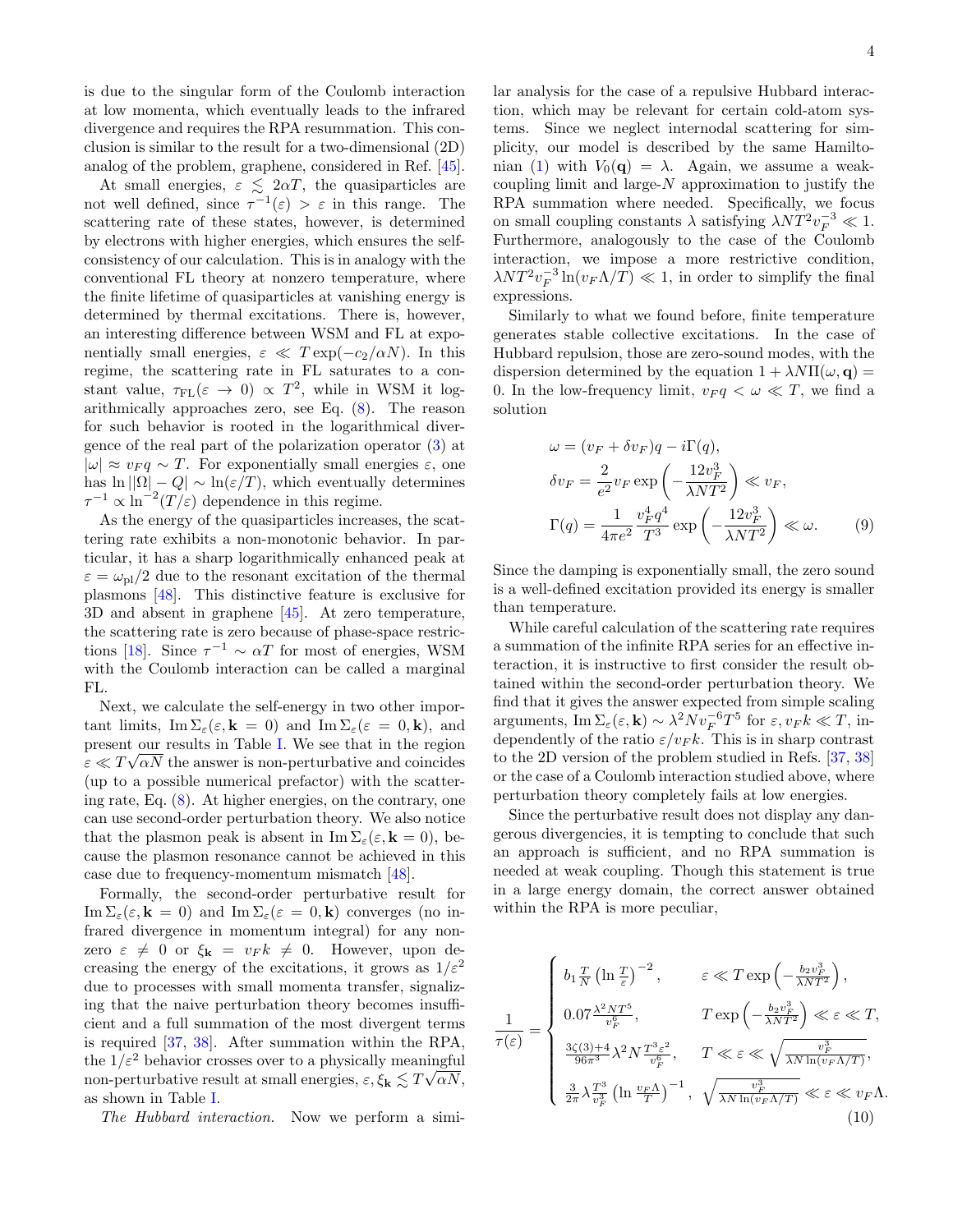is due to the singular form of the Coulomb interaction at low momenta, which eventually leads to the infrared divergence and requires the RPA resummation. This conclusion is similar to the result for a two-dimensional (2D) analog of the problem, graphene, considered in Ref. [45].

At small energies, $\varepsilon \lesssim 2\alpha T$, the quasiparticles are not well defined, since $\tau^{-1}(\varepsilon) > \varepsilon$ in this range. The scattering rate of these states, however, is determined by electrons with higher energies, which ensures the self-consistency of our calculation. This is in analogy with the conventional FL theory at nonzero temperature, where the finite lifetime of quasiparticles at vanishing energy is determined by thermal excitations. There is, however, an interesting difference between WSM and FL at exponentially small energies, $\varepsilon \ll T\exp(-c_2/\alpha N)$. In this regime, the scattering rate in FL saturates to a constant value, $\tau_{\rm FL}(\varepsilon \to 0) \propto T^2$, while in WSM it logarithmically approaches zero, see Eq. (8). The reason for such behavior is rooted in the logarithmical divergence of the real part of the polarization operator (3) at $|\omega| \approx v_F q \sim T$. For exponentially small energies $\varepsilon$, one has $\ln||\Omega| - Q| \sim \ln(\varepsilon/T)$, which eventually determines $\tau^{-1} \propto \ln^{-2}(T/\varepsilon)$ dependence in this regime.

As the energy of the quasiparticles increases, the scattering rate exhibits a non-monotonic behavior. In particular, it has a sharp logarithmically enhanced peak at $\varepsilon = \omega_{\rm pl}/2$ due to the resonant excitation of the thermal plasmons [48]. This distinctive feature is exclusive for 3D and absent in graphene [45]. At zero temperature, the scattering rate is zero because of phase-space restrictions [18]. Since $\tau^{-1} \sim \alpha T$ for most of energies, WSM with the Coulomb interaction can be called a marginal FL.

Next, we calculate the self-energy in two other important limits, $\mathrm{Im}\,\Sigma_\varepsilon(\varepsilon, \mathbf{k} = 0)$ and $\mathrm{Im}\,\Sigma_\varepsilon(\varepsilon = 0, \mathbf{k})$, and present our results in Table I. We see that in the region $\varepsilon \ll T\sqrt{\alpha N}$ the answer is non-perturbative and coincides (up to a possible numerical prefactor) with the scattering rate, Eq. (8). At higher energies, on the contrary, one can use second-order perturbation theory. We also notice that the plasmon peak is absent in $\mathrm{Im}\,\Sigma_\varepsilon(\varepsilon, \mathbf{k} = 0)$, because the plasmon resonance cannot be achieved in this case due to frequency-momentum mismatch [48].

Formally, the second-order perturbative result for $\mathrm{Im}\,\Sigma_\varepsilon(\varepsilon, \mathbf{k} = 0)$ and $\mathrm{Im}\,\Sigma_\varepsilon(\varepsilon = 0, \mathbf{k})$ converges (no infrared divergence in momentum integral) for any nonzero $\varepsilon \neq 0$ or $\xi_{\mathbf{k}} = v_F k \neq 0$. However, upon decreasing the energy of the excitations, it grows as $1/\varepsilon^2$ due to processes with small momenta transfer, signalizing that the naive perturbation theory becomes insufficient and a full summation of the most divergent terms is required [37, 38]. After summation within the RPA, the $1/\varepsilon^2$ behavior crosses over to a physically meaningful non-perturbative result at small energies, $\varepsilon, \xi_{\mathbf{k}} \lesssim T\sqrt{\alpha N}$, as shown in Table I.

*The Hubbard interaction.* Now we perform a similar analysis for the case of a repulsive Hubbard interaction, which may be relevant for certain cold-atom systems. Since we neglect internodal scattering for simplicity, our model is described by the same Hamiltonian (1) with $V_0(\mathbf{q}) = \lambda$. Again, we assume a weak-coupling limit and large-$N$ approximation to justify the RPA summation where needed. Specifically, we focus on small coupling constants $\lambda$ satisfying $\lambda N T^2 v_F^{-3} \ll 1$. Furthermore, analogously to the case of the Coulomb interaction, we impose a more restrictive condition, $\lambda N T^2 v_F^{-3} \ln(v_F\Lambda/T) \ll 1$, in order to simplify the final expressions.

Similarly to what we found before, finite temperature generates stable collective excitations. In the case of Hubbard repulsion, those are zero-sound modes, with the dispersion determined by the equation $1 + \lambda N \Pi(\omega, \mathbf{q}) = 0$. In the low-frequency limit, $v_F q < \omega \ll T$, we find a solution

$$
\begin{aligned}
&\omega = (v_F + \delta v_F) q - i\Gamma(q), \\
&\delta v_F = \frac{2}{e^2} v_F \exp\left(-\frac{12 v_F^3}{\lambda N T^2}\right) \ll v_F, \\
&\Gamma(q) = \frac{1}{4\pi e^2} \frac{v_F^4 q^4}{T^3} \exp\left(-\frac{12 v_F^3}{\lambda N T^2}\right) \ll \omega.
\end{aligned} \tag{9}
$$

Since the damping is exponentially small, the zero sound is a well-defined excitation provided its energy is smaller than temperature.

While careful calculation of the scattering rate requires a summation of the infinite RPA series for an effective interaction, it is instructive to first consider the result obtained within the second-order perturbation theory. We find that it gives the answer expected from simple scaling arguments, $\mathrm{Im}\,\Sigma_\varepsilon(\varepsilon, \mathbf{k}) \sim \lambda^2 N v_F^{-6} T^5$ for $\varepsilon, v_F k \ll T$, independently of the ratio $\varepsilon/v_F k$. This is in sharp contrast to the 2D version of the problem studied in Refs. [37, 38] or the case of a Coulomb interaction studied above, where perturbation theory completely fails at low energies.

Since the perturbative result does not display any dangerous divergencies, it is tempting to conclude that such an approach is sufficient, and no RPA summation is needed at weak coupling. Though this statement is true in a large energy domain, the correct answer obtained within the RPA is more peculiar,

$$
\frac{1}{\tau(\varepsilon)} = \begin{cases}
b_1 \frac{T}{N} \left(\ln \frac{T}{\varepsilon}\right)^{-2}, & \varepsilon \ll T\exp\left(-\frac{b_2 v_F^3}{\lambda N T^2}\right), \\
0.07 \frac{\lambda^2 N T^5}{v_F^6}, & T\exp\left(-\frac{b_2 v_F^3}{\lambda N T^2}\right) \ll \varepsilon \ll T, \\
\frac{3\zeta(3)+4}{96\pi^3} \lambda^2 N \frac{T^3 \varepsilon^2}{v_F^6}, & T \ll \varepsilon \ll \sqrt{\frac{v_F^3}{\lambda N \ln(v_F\Lambda/T)}}, \\
\frac{3}{2\pi} \lambda \frac{T^3}{v_F^3} \left(\ln \frac{v_F \Lambda}{T}\right)^{-1}, & \sqrt{\frac{v_F^3}{\lambda N \ln(v_F\Lambda/T)}} \ll \varepsilon \ll v_F\Lambda.
\end{cases} \tag{10}
$$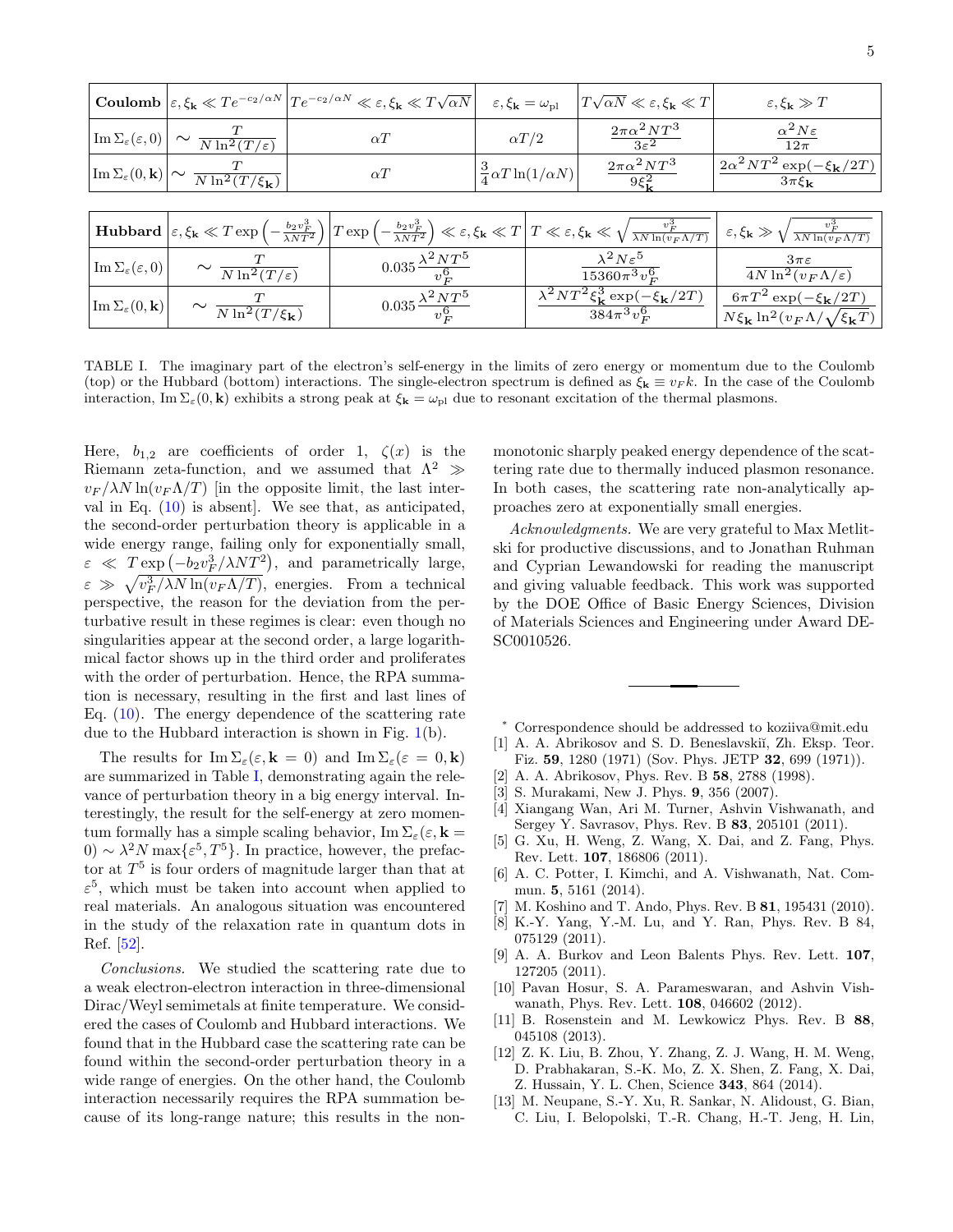| **Coulomb** | $\varepsilon, \xi_{\mathbf{k}} \ll Te^{-c_2/\alpha N}$ | $Te^{-c_2/\alpha N} \ll \varepsilon, \xi_{\mathbf{k}} \ll T\sqrt{\alpha N}$ | $\varepsilon, \xi_{\mathbf{k}} = \omega_{\rm pl}$ | $T\sqrt{\alpha N} \ll \varepsilon, \xi_{\mathbf{k}} \ll T$ | $\varepsilon, \xi_{\mathbf{k}} \gg T$ |
|---|---|---|---|---|---|
| $\operatorname{Im}\Sigma_\varepsilon(\varepsilon, 0)$ | $\sim \dfrac{T}{N\ln^2(T/\varepsilon)}$ | $\alpha T$ | $\alpha T/2$ | $\dfrac{2\pi\alpha^2 NT^3}{3\varepsilon^2}$ | $\dfrac{\alpha^2 N\varepsilon}{12\pi}$ |
| $\operatorname{Im}\Sigma_\varepsilon(0, \mathbf{k})$ | $\sim \dfrac{T}{N\ln^2(T/\xi_{\mathbf{k}})}$ | $\alpha T$ | $\dfrac{3}{4}\alpha T\ln(1/\alpha N)$ | $\dfrac{2\pi\alpha^2 NT^3}{9\xi_{\mathbf{k}}^2}$ | $\dfrac{2\alpha^2 NT^2\exp(-\xi_{\mathbf{k}}/2T)}{3\pi\xi_{\mathbf{k}}}$ |

| **Hubbard** | $\varepsilon, \xi_{\mathbf{k}} \ll T\exp\left(-\frac{b_2 v_F^3}{\lambda NT^2}\right)$ | $T\exp\left(-\frac{b_2 v_F^3}{\lambda NT^2}\right) \ll \varepsilon, \xi_{\mathbf{k}} \ll T$ | $T \ll \varepsilon, \xi_{\mathbf{k}} \ll \sqrt{\frac{v_F^3}{\lambda N\ln(v_F\Lambda/T)}}$ | $\varepsilon, \xi_{\mathbf{k}} \gg \sqrt{\frac{v_F^3}{\lambda N\ln(v_F\Lambda/T)}}$ |
|---|---|---|---|---|
| $\operatorname{Im}\Sigma_\varepsilon(\varepsilon, 0)$ | $\sim \dfrac{T}{N\ln^2(T/\varepsilon)}$ | $0.035\dfrac{\lambda^2 NT^5}{v_F^6}$ | $\dfrac{\lambda^2 N\varepsilon^5}{15360\pi^3 v_F^6}$ | $\dfrac{3\pi\varepsilon}{4N\ln^2(v_F\Lambda/\varepsilon)}$ |
| $\operatorname{Im}\Sigma_\varepsilon(0, \mathbf{k})$ | $\sim \dfrac{T}{N\ln^2(T/\xi_{\mathbf{k}})}$ | $0.035\dfrac{\lambda^2 NT^5}{v_F^6}$ | $\dfrac{\lambda^2 NT^2\xi_{\mathbf{k}}^3\exp(-\xi_{\mathbf{k}}/2T)}{384\pi^3 v_F^6}$ | $\dfrac{6\pi T^2\exp(-\xi_{\mathbf{k}}/2T)}{N\xi_{\mathbf{k}}\ln^2(v_F\Lambda/\sqrt{\xi_{\mathbf{k}}T})}$ |

TABLE I. The imaginary part of the electron's self-energy in the limits of zero energy or momentum due to the Coulomb (top) or the Hubbard (bottom) interactions. The single-electron spectrum is defined as $\xi_{\mathbf{k}} \equiv v_F k$. In the case of the Coulomb interaction, $\operatorname{Im}\Sigma_\varepsilon(0, \mathbf{k})$ exhibits a strong peak at $\xi_{\mathbf{k}} = \omega_{\rm pl}$ due to resonant excitation of the thermal plasmons.

Here, $b_{1,2}$ are coefficients of order 1, $\zeta(x)$ is the Riemann zeta-function, and we assumed that $\Lambda^2 \gg v_F/\lambda N\ln(v_F\Lambda/T)$ [in the opposite limit, the last interval in Eq. (10) is absent]. We see that, as anticipated, the second-order perturbation theory is applicable in a wide energy range, failing only for exponentially small, $\varepsilon \ll T\exp\left(-b_2 v_F^3/\lambda NT^2\right)$, and parametrically large, $\varepsilon \gg \sqrt{v_F^3/\lambda N\ln(v_F\Lambda/T)}$, energies. From a technical perspective, the reason for the deviation from the perturbative result in these regimes is clear: even though no singularities appear at the second order, a large logarithmical factor shows up in the third order and proliferates with the order of perturbation. Hence, the RPA summation is necessary, resulting in the first and last lines of Eq. (10). The energy dependence of the scattering rate due to the Hubbard interaction is shown in Fig. 1(b).

The results for $\operatorname{Im}\Sigma_\varepsilon(\varepsilon, \mathbf{k}=0)$ and $\operatorname{Im}\Sigma_\varepsilon(\varepsilon=0, \mathbf{k})$ are summarized in Table I, demonstrating again the relevance of perturbation theory in a big energy interval. Interestingly, the result for the self-energy at zero momentum formally has a simple scaling behavior, $\operatorname{Im}\Sigma_\varepsilon(\varepsilon, \mathbf{k}=0) \sim \lambda^2 N\max\{\varepsilon^5, T^5\}$. In practice, however, the prefactor at $T^5$ is four orders of magnitude larger than that at $\varepsilon^5$, which must be taken into account when applied to real materials. An analogous situation was encountered in the study of the relaxation rate in quantum dots in Ref. [52].

*Conclusions.* We studied the scattering rate due to a weak electron-electron interaction in three-dimensional Dirac/Weyl semimetals at finite temperature. We considered the cases of Coulomb and Hubbard interactions. We found that in the Hubbard case the scattering rate can be found within the second-order perturbation theory in a wide range of energies. On the other hand, the Coulomb interaction necessarily requires the RPA summation because of its long-range nature; this results in the non-monotonic sharply peaked energy dependence of the scattering rate due to thermally induced plasmon resonance. In both cases, the scattering rate non-analytically approaches zero at exponentially small energies.

*Acknowledgments.* We are very grateful to Max Metlitski for productive discussions, and to Jonathan Ruhman and Cyprian Lewandowski for reading the manuscript and giving valuable feedback. This work was supported by the DOE Office of Basic Energy Sciences, Division of Materials Sciences and Engineering under Award DE-SC0010526.

---

[*] Correspondence should be addressed to koziiva@mit.edu

[1] A. A. Abrikosov and S. D. Beneslavskiĭ, Zh. Eksp. Teor. Fiz. **59**, 1280 (1971) (Sov. Phys. JETP **32**, 699 (1971)).

[2] A. A. Abrikosov, Phys. Rev. B **58**, 2788 (1998).

[3] S. Murakami, New J. Phys. **9**, 356 (2007).

[4] Xiangang Wan, Ari M. Turner, Ashvin Vishwanath, and Sergey Y. Savrasov, Phys. Rev. B **83**, 205101 (2011).

[5] G. Xu, H. Weng, Z. Wang, X. Dai, and Z. Fang, Phys. Rev. Lett. **107**, 186806 (2011).

[6] A. C. Potter, I. Kimchi, and A. Vishwanath, Nat. Commun. **5**, 5161 (2014).

[7] M. Koshino and T. Ando, Phys. Rev. B **81**, 195431 (2010).

[8] K.-Y. Yang, Y.-M. Lu, and Y. Ran, Phys. Rev. B 84, 075129 (2011).

[9] A. A. Burkov and Leon Balents Phys. Rev. Lett. **107**, 127205 (2011).

[10] Pavan Hosur, S. A. Parameswaran, and Ashvin Vishwanath, Phys. Rev. Lett. **108**, 046602 (2012).

[11] B. Rosenstein and M. Lewkowicz Phys. Rev. B **88**, 045108 (2013).

[12] Z. K. Liu, B. Zhou, Y. Zhang, Z. J. Wang, H. M. Weng, D. Prabhakaran, S.-K. Mo, Z. X. Shen, Z. Fang, X. Dai, Z. Hussain, Y. L. Chen, Science **343**, 864 (2014).

[13] M. Neupane, S.-Y. Xu, R. Sankar, N. Alidoust, G. Bian, C. Liu, I. Belopolski, T.-R. Chang, H.-T. Jeng, H. Lin,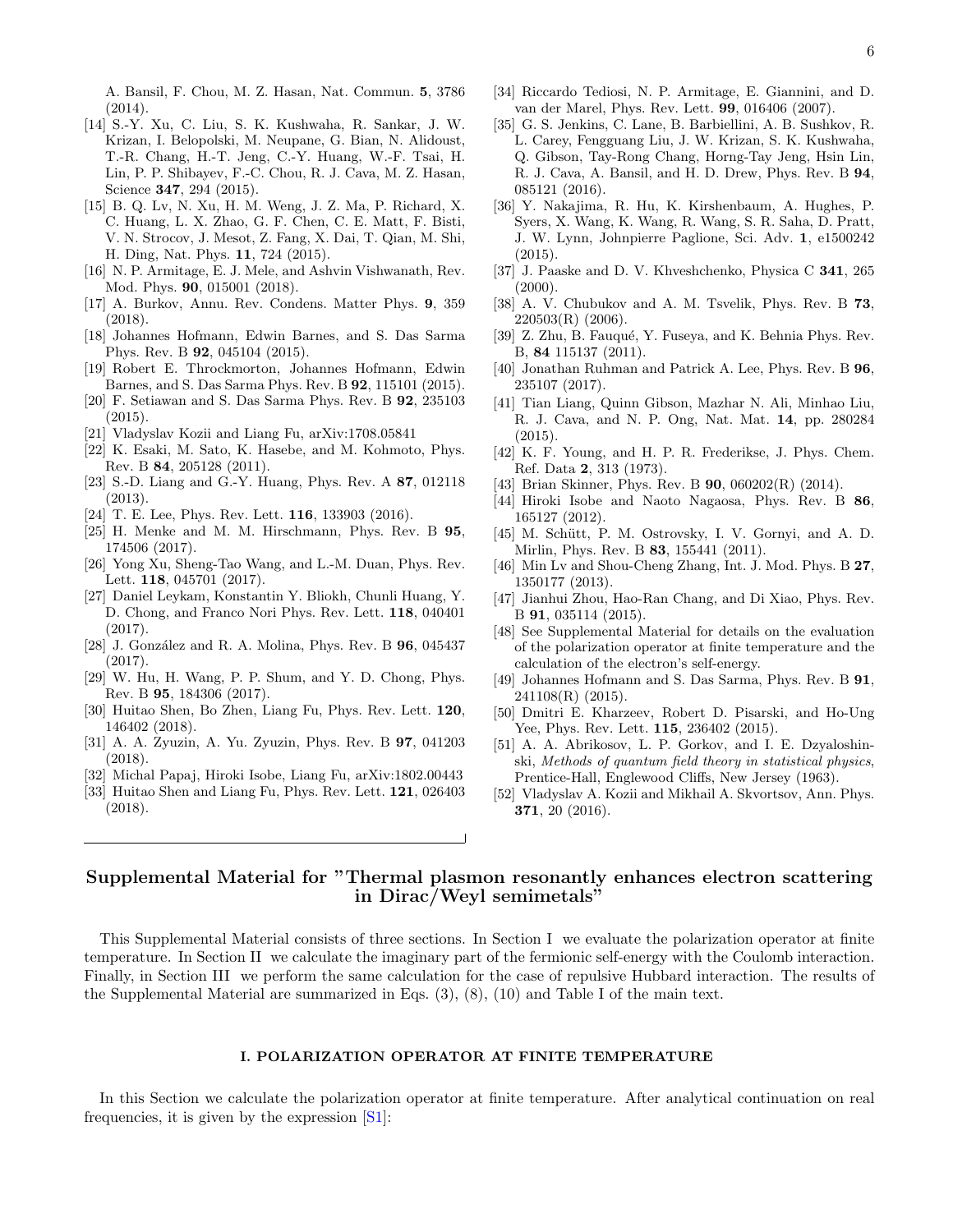A. Bansil, F. Chou, M. Z. Hasan, Nat. Commun. **5**, 3786 (2014).

[14] S.-Y. Xu, C. Liu, S. K. Kushwaha, R. Sankar, J. W. Krizan, I. Belopolski, M. Neupane, G. Bian, N. Alidoust, T.-R. Chang, H.-T. Jeng, C.-Y. Huang, W.-F. Tsai, H. Lin, P. P. Shibayev, F.-C. Chou, R. J. Cava, M. Z. Hasan, Science **347**, 294 (2015).

[15] B. Q. Lv, N. Xu, H. M. Weng, J. Z. Ma, P. Richard, X. C. Huang, L. X. Zhao, G. F. Chen, C. E. Matt, F. Bisti, V. N. Strocov, J. Mesot, Z. Fang, X. Dai, T. Qian, M. Shi, H. Ding, Nat. Phys. **11**, 724 (2015).

[16] N. P. Armitage, E. J. Mele, and Ashvin Vishwanath, Rev. Mod. Phys. **90**, 015001 (2018).

[17] A. Burkov, Annu. Rev. Condens. Matter Phys. **9**, 359 (2018).

[18] Johannes Hofmann, Edwin Barnes, and S. Das Sarma Phys. Rev. B **92**, 045104 (2015).

[19] Robert E. Throckmorton, Johannes Hofmann, Edwin Barnes, and S. Das Sarma Phys. Rev. B **92**, 115101 (2015).

[20] F. Setiawan and S. Das Sarma Phys. Rev. B **92**, 235103 (2015).

[21] Vladyslav Kozii and Liang Fu, arXiv:1708.05841

[22] K. Esaki, M. Sato, K. Hasebe, and M. Kohmoto, Phys. Rev. B **84**, 205128 (2011).

[23] S.-D. Liang and G.-Y. Huang, Phys. Rev. A **87**, 012118 (2013).

[24] T. E. Lee, Phys. Rev. Lett. **116**, 133903 (2016).

[25] H. Menke and M. M. Hirschmann, Phys. Rev. B **95**, 174506 (2017).

[26] Yong Xu, Sheng-Tao Wang, and L.-M. Duan, Phys. Rev. Lett. **118**, 045701 (2017).

[27] Daniel Leykam, Konstantin Y. Bliokh, Chunli Huang, Y. D. Chong, and Franco Nori Phys. Rev. Lett. **118**, 040401 (2017).

[28] J. González and R. A. Molina, Phys. Rev. B **96**, 045437 (2017).

[29] W. Hu, H. Wang, P. P. Shum, and Y. D. Chong, Phys. Rev. B **95**, 184306 (2017).

[30] Huitao Shen, Bo Zhen, Liang Fu, Phys. Rev. Lett. **120**, 146402 (2018).

[31] A. A. Zyuzin, A. Yu. Zyuzin, Phys. Rev. B **97**, 041203 (2018).

[32] Michal Papaj, Hiroki Isobe, Liang Fu, arXiv:1802.00443

[33] Huitao Shen and Liang Fu, Phys. Rev. Lett. **121**, 026403 (2018).

[34] Riccardo Tediosi, N. P. Armitage, E. Giannini, and D. van der Marel, Phys. Rev. Lett. **99**, 016406 (2007).

[35] G. S. Jenkins, C. Lane, B. Barbiellini, A. B. Sushkov, R. L. Carey, Fengguang Liu, J. W. Krizan, S. K. Kushwaha, Q. Gibson, Tay-Rong Chang, Horng-Tay Jeng, Hsin Lin, R. J. Cava, A. Bansil, and H. D. Drew, Phys. Rev. B **94**, 085121 (2016).

[36] Y. Nakajima, R. Hu, K. Kirshenbaum, A. Hughes, P. Syers, X. Wang, K. Wang, R. Wang, S. R. Saha, D. Pratt, J. W. Lynn, Johnpierre Paglione, Sci. Adv. **1**, e1500242 (2015).

[37] J. Paaske and D. V. Khveshchenko, Physica C **341**, 265 (2000).

[38] A. V. Chubukov and A. M. Tsvelik, Phys. Rev. B **73**, 220503(R) (2006).

[39] Z. Zhu, B. Fauqué, Y. Fuseya, and K. Behnia Phys. Rev. B, **84** 115137 (2011).

[40] Jonathan Ruhman and Patrick A. Lee, Phys. Rev. B **96**, 235107 (2017).

[41] Tian Liang, Quinn Gibson, Mazhar N. Ali, Minhao Liu, R. J. Cava, and N. P. Ong, Nat. Mat. **14**, pp. 280284 (2015).

[42] K. F. Young, and H. P. R. Frederikse, J. Phys. Chem. Ref. Data **2**, 313 (1973).

[43] Brian Skinner, Phys. Rev. B **90**, 060202(R) (2014).

[44] Hiroki Isobe and Naoto Nagaosa, Phys. Rev. B **86**, 165127 (2012).

[45] M. Schütt, P. M. Ostrovsky, I. V. Gornyi, and A. D. Mirlin, Phys. Rev. B **83**, 155441 (2011).

[46] Min Lv and Shou-Cheng Zhang, Int. J. Mod. Phys. B **27**, 1350177 (2013).

[47] Jianhui Zhou, Hao-Ran Chang, and Di Xiao, Phys. Rev. B **91**, 035114 (2015).

[48] See Supplemental Material for details on the evaluation of the polarization operator at finite temperature and the calculation of the electron's self-energy.

[49] Johannes Hofmann and S. Das Sarma, Phys. Rev. B **91**, 241108(R) (2015).

[50] Dmitri E. Kharzeev, Robert D. Pisarski, and Ho-Ung Yee, Phys. Rev. Lett. **115**, 236402 (2015).

[51] A. A. Abrikosov, L. P. Gorkov, and I. E. Dzyaloshinski, *Methods of quantum field theory in statistical physics*, Prentice-Hall, Englewood Cliffs, New Jersey (1963).

[52] Vladyslav A. Kozii and Mikhail A. Skvortsov, Ann. Phys. **371**, 20 (2016).

# Supplemental Material for "Thermal plasmon resonantly enhances electron scattering in Dirac/Weyl semimetals"

This Supplemental Material consists of three sections. In Section I we evaluate the polarization operator at finite temperature. In Section II we calculate the imaginary part of the fermionic self-energy with the Coulomb interaction. Finally, in Section III we perform the same calculation for the case of repulsive Hubbard interaction. The results of the Supplemental Material are summarized in Eqs. (3), (8), (10) and Table I of the main text.

## I. POLARIZATION OPERATOR AT FINITE TEMPERATURE

In this Section we calculate the polarization operator at finite temperature. After analytical continuation on real frequencies, it is given by the expression [S1]: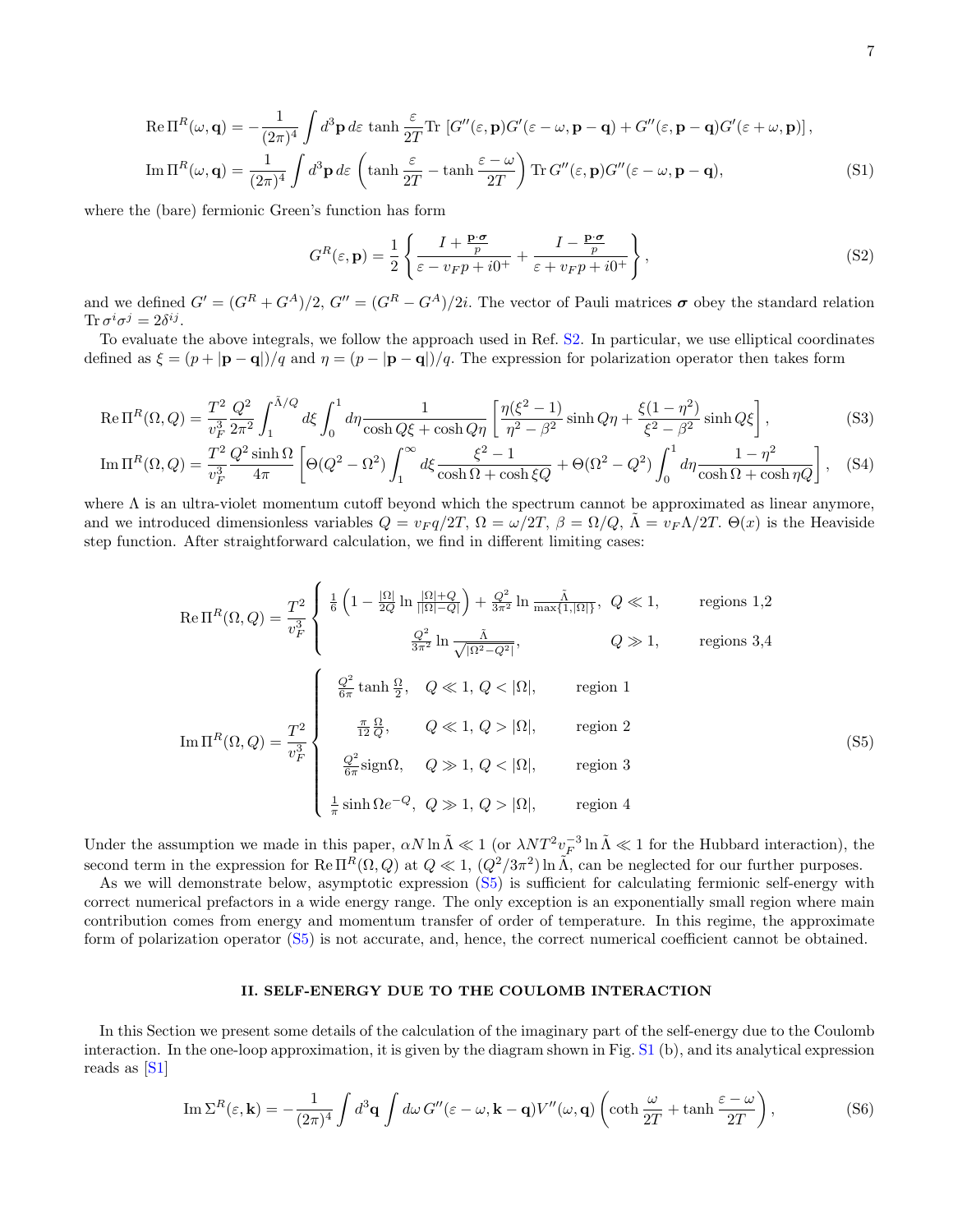$$
\begin{aligned}
\operatorname{Re}\Pi^R(\omega,\mathbf{q}) &= -\frac{1}{(2\pi)^4}\int d^3\mathbf{p}\,d\varepsilon\,\tanh\frac{\varepsilon}{2T}\mathrm{Tr}\left[G''(\varepsilon,\mathbf{p})G'(\varepsilon-\omega,\mathbf{p}-\mathbf{q})+G''(\varepsilon,\mathbf{p}-\mathbf{q})G'(\varepsilon+\omega,\mathbf{p})\right],\\
\operatorname{Im}\Pi^R(\omega,\mathbf{q}) &= \frac{1}{(2\pi)^4}\int d^3\mathbf{p}\,d\varepsilon\left(\tanh\frac{\varepsilon}{2T}-\tanh\frac{\varepsilon-\omega}{2T}\right)\mathrm{Tr}\,G''(\varepsilon,\mathbf{p})G''(\varepsilon-\omega,\mathbf{p}-\mathbf{q}),
\end{aligned}
\tag{S1}
$$

where the (bare) fermionic Green's function has form

$$
G^R(\varepsilon,\mathbf{p}) = \frac{1}{2}\left\{\frac{I+\frac{\mathbf{p}\cdot\boldsymbol{\sigma}}{p}}{\varepsilon-v_Fp+i0^+}+\frac{I-\frac{\mathbf{p}\cdot\boldsymbol{\sigma}}{p}}{\varepsilon+v_Fp+i0^+}\right\},
\tag{S2}
$$

and we defined $G'=(G^R+G^A)/2$, $G''=(G^R-G^A)/2i$. The vector of Pauli matrices $\boldsymbol{\sigma}$ obey the standard relation $\mathrm{Tr}\,\sigma^i\sigma^j=2\delta^{ij}$.

To evaluate the above integrals, we follow the approach used in Ref. S2. In particular, we use elliptical coordinates defined as $\xi=(p+|\mathbf{p}-\mathbf{q}|)/q$ and $\eta=(p-|\mathbf{p}-\mathbf{q}|)/q$. The expression for polarization operator then takes form

$$
\operatorname{Re}\Pi^R(\Omega,Q) = \frac{T^2}{v_F^3}\frac{Q^2}{2\pi^2}\int_1^{\tilde{\Lambda}/Q}d\xi\int_0^1 d\eta\frac{1}{\cosh Q\xi+\cosh Q\eta}\left[\frac{\eta(\xi^2-1)}{\eta^2-\beta^2}\sinh Q\eta+\frac{\xi(1-\eta^2)}{\xi^2-\beta^2}\sinh Q\xi\right],
\tag{S3}
$$

$$
\operatorname{Im}\Pi^R(\Omega,Q) = \frac{T^2}{v_F^3}\frac{Q^2\sinh\Omega}{4\pi}\left[\Theta(Q^2-\Omega^2)\int_1^\infty d\xi\frac{\xi^2-1}{\cosh\Omega+\cosh\xi Q}+\Theta(\Omega^2-Q^2)\int_0^1 d\eta\frac{1-\eta^2}{\cosh\Omega+\cosh\eta Q}\right],
\tag{S4}
$$

where $\Lambda$ is an ultra-violet momentum cutoff beyond which the spectrum cannot be approximated as linear anymore, and we introduced dimensionless variables $Q=v_Fq/2T$, $\Omega=\omega/2T$, $\beta=\Omega/Q$, $\tilde{\Lambda}=v_F\Lambda/2T$. $\Theta(x)$ is the Heaviside step function. After straightforward calculation, we find in different limiting cases:

$$
\operatorname{Re}\Pi^R(\Omega,Q) = \frac{T^2}{v_F^3}\begin{cases}\frac{1}{6}\left(1-\frac{|\Omega|}{2Q}\ln\frac{|\Omega|+Q}{||\Omega|-Q|}\right)+\frac{Q^2}{3\pi^2}\ln\frac{\tilde{\Lambda}}{\max\{1,|\Omega|\}}, & Q\ll 1, \quad \text{regions 1,2}\\[2mm] \frac{Q^2}{3\pi^2}\ln\frac{\tilde{\Lambda}}{\sqrt{|\Omega^2-Q^2|}}, & Q\gg 1, \quad \text{regions 3,4}\end{cases}
$$

$$
\operatorname{Im}\Pi^R(\Omega,Q) = \frac{T^2}{v_F^3}\begin{cases}\frac{Q^2}{6\pi}\tanh\frac{\Omega}{2}, & Q\ll 1,\ Q<|\Omega|, \quad \text{region 1}\\[2mm] \frac{\pi}{12}\frac{\Omega}{Q}, & Q\ll 1,\ Q>|\Omega|, \quad \text{region 2}\\[2mm] \frac{Q^2}{6\pi}\mathrm{sign}\Omega, & Q\gg 1,\ Q<|\Omega|, \quad \text{region 3}\\[2mm] \frac{1}{\pi}\sinh\Omega e^{-Q}, & Q\gg 1,\ Q>|\Omega|, \quad \text{region 4}\end{cases}
\tag{S5}
$$

Under the assumption we made in this paper, $\alpha N\ln\tilde{\Lambda}\ll 1$ (or $\lambda NT^2v_F^{-3}\ln\tilde{\Lambda}\ll 1$ for the Hubbard interaction), the second term in the expression for $\operatorname{Re}\Pi^R(\Omega,Q)$ at $Q\ll 1$, $(Q^2/3\pi^2)\ln\tilde{\Lambda}$, can be neglected for our further purposes.

As we will demonstrate below, asymptotic expression (S5) is sufficient for calculating fermionic self-energy with correct numerical prefactors in a wide energy range. The only exception is an exponentially small region where main contribution comes from energy and momentum transfer of order of temperature. In this regime, the approximate form of polarization operator (S5) is not accurate, and, hence, the correct numerical coefficient cannot be obtained.

## II. SELF-ENERGY DUE TO THE COULOMB INTERACTION

In this Section we present some details of the calculation of the imaginary part of the self-energy due to the Coulomb interaction. In the one-loop approximation, it is given by the diagram shown in Fig. S1 (b), and its analytical expression reads as [S1]

$$
\operatorname{Im}\Sigma^R(\varepsilon,\mathbf{k}) = -\frac{1}{(2\pi)^4}\int d^3\mathbf{q}\int d\omega\,G''(\varepsilon-\omega,\mathbf{k}-\mathbf{q})V''(\omega,\mathbf{q})\left(\coth\frac{\omega}{2T}+\tanh\frac{\varepsilon-\omega}{2T}\right),
\tag{S6}
$$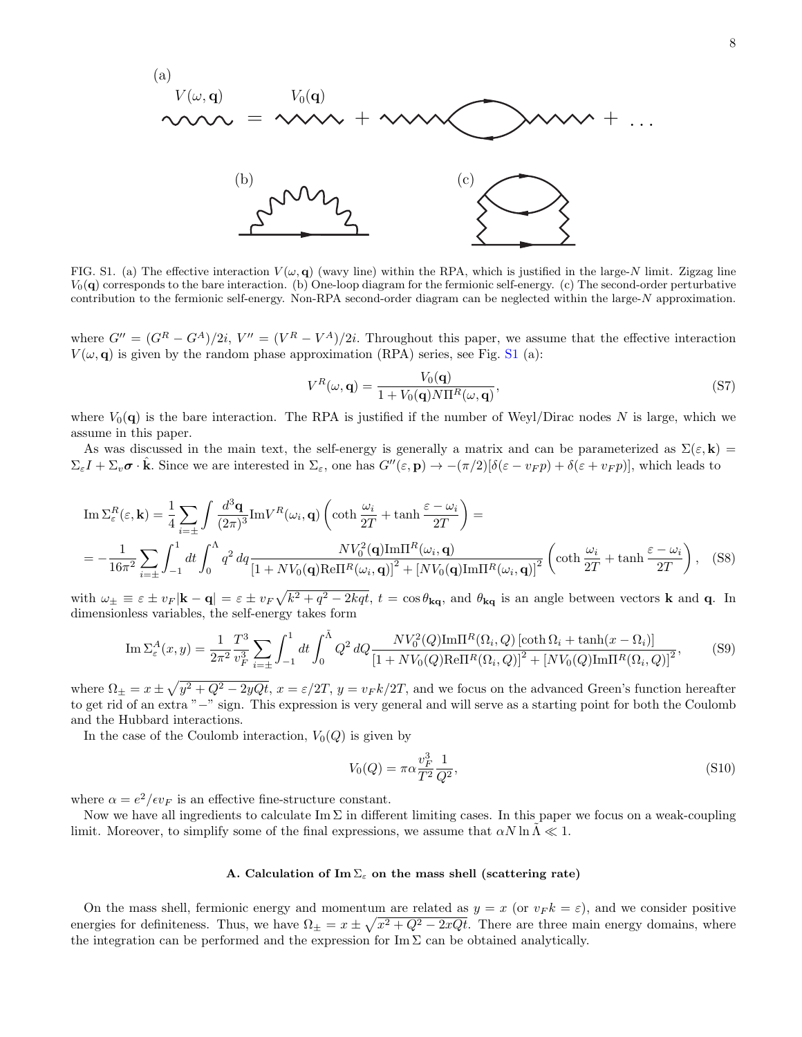(a)

$V(\omega, \mathbf{q})$ $\quad V_0(\mathbf{q})$

(b) (c)

FIG. S1. (a) The effective interaction $V(\omega, \mathbf{q})$ (wavy line) within the RPA, which is justified in the large-$N$ limit. Zigzag line $V_0(\mathbf{q})$ corresponds to the bare interaction. (b) One-loop diagram for the fermionic self-energy. (c) The second-order perturbative contribution to the fermionic self-energy. Non-RPA second-order diagram can be neglected within the large-$N$ approximation.

where $G'' = (G^R - G^A)/2i$, $V'' = (V^R - V^A)/2i$. Throughout this paper, we assume that the effective interaction $V(\omega, \mathbf{q})$ is given by the random phase approximation (RPA) series, see Fig. S1 (a):

$$V^R(\omega, \mathbf{q}) = \frac{V_0(\mathbf{q})}{1 + V_0(\mathbf{q}) N \Pi^R(\omega, \mathbf{q})}, \tag{S7}$$

where $V_0(\mathbf{q})$ is the bare interaction. The RPA is justified if the number of Weyl/Dirac nodes $N$ is large, which we assume in this paper.

As was discussed in the main text, the self-energy is generally a matrix and can be parameterized as $\Sigma(\varepsilon, \mathbf{k}) = \Sigma_\varepsilon I + \Sigma_v \boldsymbol{\sigma} \cdot \hat{\mathbf{k}}$. Since we are interested in $\Sigma_\varepsilon$, one has $G''(\varepsilon, \mathbf{p}) \to -(\pi/2)[\delta(\varepsilon - v_F p) + \delta(\varepsilon + v_F p)]$, which leads to

$$\begin{aligned}
\operatorname{Im}\Sigma^R_\varepsilon(\varepsilon, \mathbf{k}) &= \frac{1}{4}\sum_{i=\pm}\int \frac{d^3\mathbf{q}}{(2\pi)^3} \operatorname{Im}V^R(\omega_i, \mathbf{q}) \left(\coth\frac{\omega_i}{2T} + \tanh\frac{\varepsilon - \omega_i}{2T}\right) = \\
&= -\frac{1}{16\pi^2}\sum_{i=\pm}\int_{-1}^{1} dt \int_0^\Lambda q^2\, dq \frac{N V_0^2(\mathbf{q}) \operatorname{Im}\Pi^R(\omega_i, \mathbf{q})}{\left[1 + N V_0(\mathbf{q}) \operatorname{Re}\Pi^R(\omega_i, \mathbf{q})\right]^2 + \left[N V_0(\mathbf{q}) \operatorname{Im}\Pi^R(\omega_i, \mathbf{q})\right]^2} \left(\coth\frac{\omega_i}{2T} + \tanh\frac{\varepsilon - \omega_i}{2T}\right),
\end{aligned} \tag{S8}$$

with $\omega_\pm \equiv \varepsilon \pm v_F|\mathbf{k} - \mathbf{q}| = \varepsilon \pm v_F\sqrt{k^2 + q^2 - 2kqt}$, $t = \cos\theta_{\mathbf{kq}}$, and $\theta_{\mathbf{kq}}$ is an angle between vectors $\mathbf{k}$ and $\mathbf{q}$. In dimensionless variables, the self-energy takes form

$$\operatorname{Im}\Sigma^A_\varepsilon(x, y) = \frac{1}{2\pi^2}\frac{T^3}{v_F^3}\sum_{i=\pm}\int_{-1}^{1} dt \int_0^{\tilde\Lambda} Q^2\, dQ \frac{N V_0^2(Q) \operatorname{Im}\Pi^R(\Omega_i, Q)\left[\coth\Omega_i + \tanh(x - \Omega_i)\right]}{\left[1 + N V_0(Q) \operatorname{Re}\Pi^R(\Omega_i, Q)\right]^2 + \left[N V_0(Q) \operatorname{Im}\Pi^R(\Omega_i, Q)\right]^2}, \tag{S9}$$

where $\Omega_\pm = x \pm \sqrt{y^2 + Q^2 - 2yQt}$, $x = \varepsilon/2T$, $y = v_F k/2T$, and we focus on the advanced Green's function hereafter to get rid of an extra "$-$" sign. This expression is very general and will serve as a starting point for both the Coulomb and the Hubbard interactions.

In the case of the Coulomb interaction, $V_0(Q)$ is given by

$$V_0(Q) = \pi\alpha\frac{v_F^3}{T^2}\frac{1}{Q^2}, \tag{S10}$$

where $\alpha = e^2/\epsilon v_F$ is an effective fine-structure constant.

Now we have all ingredients to calculate $\operatorname{Im}\Sigma$ in different limiting cases. In this paper we focus on a weak-coupling limit. Moreover, to simplify some of the final expressions, we assume that $\alpha N \ln\tilde\Lambda \ll 1$.

### A. Calculation of $\operatorname{Im}\Sigma_\varepsilon$ on the mass shell (scattering rate)

On the mass shell, fermionic energy and momentum are related as $y = x$ (or $v_F k = \varepsilon$), and we consider positive energies for definiteness. Thus, we have $\Omega_\pm = x \pm \sqrt{x^2 + Q^2 - 2xQt}$. There are three main energy domains, where the integration can be performed and the expression for $\operatorname{Im}\Sigma$ can be obtained analytically.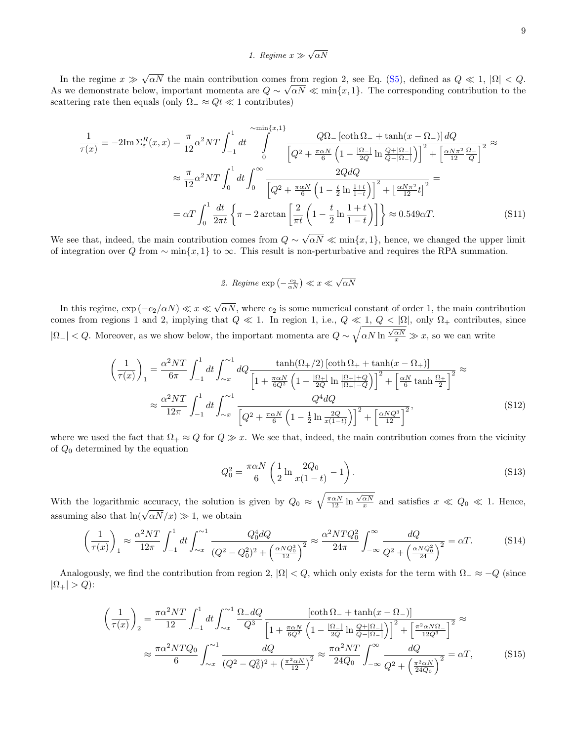### 1. Regime $x \gg \sqrt{\alpha N}$

In the regime $x \gg \sqrt{\alpha N}$ the main contribution comes from region 2, see Eq. (S5), defined as $Q \ll 1$, $|\Omega| < Q$. As we demonstrate below, important momenta are $Q \sim \sqrt{\alpha N} \ll \min\{x, 1\}$. The corresponding contribution to the scattering rate then equals (only $\Omega_- \approx Qt \ll 1$ contributes)

$$
\begin{aligned}
\frac{1}{\tau(x)} \equiv -2\mathrm{Im}\,\Sigma^R_\varepsilon(x,x) &= \frac{\pi}{12}\alpha^2 NT \int_{-1}^{1} dt \int_0^{\sim\min\{x,1\}} \frac{Q\Omega_-\left[\coth\Omega_- + \tanh(x-\Omega_-)\right] dQ}{\left[Q^2 + \frac{\pi\alpha N}{6}\left(1 - \frac{|\Omega_-|}{2Q}\ln\frac{Q+|\Omega_-|}{Q-|\Omega_-|}\right)\right]^2 + \left[\frac{\alpha N \pi^2}{12}\frac{\Omega_-}{Q}\right]^2} \approx \\
&\approx \frac{\pi}{12}\alpha^2 NT \int_0^1 dt \int_0^\infty \frac{2Q dQ}{\left[Q^2 + \frac{\pi\alpha N}{6}\left(1 - \frac{t}{2}\ln\frac{1+t}{1-t}\right)\right]^2 + \left[\frac{\alpha N \pi^2}{12}t\right]^2} = \\
&= \alpha T \int_0^1 \frac{dt}{2\pi t}\left\{\pi - 2\arctan\left[\frac{2}{\pi t}\left(1 - \frac{t}{2}\ln\frac{1+t}{1-t}\right)\right]\right\} \approx 0.549\alpha T. \qquad \text{(S11)}
\end{aligned}
$$

We see that, indeed, the main contribution comes from $Q \sim \sqrt{\alpha N} \ll \min\{x, 1\}$, hence, we changed the upper limit of integration over $Q$ from $\sim \min\{x, 1\}$ to $\infty$. This result is non-perturbative and requires the RPA summation.

### 2. Regime $\exp\left(-\frac{c_2}{\alpha N}\right) \ll x \ll \sqrt{\alpha N}$

In this regime, $\exp(-c_2/\alpha N) \ll x \ll \sqrt{\alpha N}$, where $c_2$ is some numerical constant of order 1, the main contribution comes from regions 1 and 2, implying that $Q \ll 1$. In region 1, i.e., $Q \ll 1$, $Q < |\Omega|$, only $\Omega_+$ contributes, since $|\Omega_-| < Q$. Moreover, as we show below, the important momenta are $Q \sim \sqrt{\alpha N \ln\frac{\sqrt{\alpha N}}{x}} \gg x$, so we can write

$$
\begin{aligned}
\left(\frac{1}{\tau(x)}\right)_1 &= \frac{\alpha^2 NT}{6\pi}\int_{-1}^{1} dt \int_{\sim x}^{\sim 1} dQ \frac{\tanh(\Omega_+/2)\left[\coth\Omega_+ + \tanh(x-\Omega_+)\right]}{\left[1 + \frac{\pi\alpha N}{6Q^2}\left(1 - \frac{|\Omega_+|}{2Q}\ln\frac{|\Omega_+|+Q}{|\Omega_+|-Q}\right)\right]^2 + \left[\frac{\alpha N}{6}\tanh\frac{\Omega_+}{2}\right]^2} \approx \\
&\approx \frac{\alpha^2 NT}{12\pi}\int_{-1}^{1} dt \int_{\sim x}^{\sim 1} \frac{Q^4 dQ}{\left[Q^2 + \frac{\pi\alpha N}{6}\left(1 - \frac{1}{2}\ln\frac{2Q}{x(1-t)}\right)\right]^2 + \left[\frac{\alpha N Q^3}{12}\right]^2}, \qquad \text{(S12)}
\end{aligned}
$$

where we used the fact that $\Omega_+ \approx Q$ for $Q \gg x$. We see that, indeed, the main contribution comes from the vicinity of $Q_0$ determined by the equation

$$
Q_0^2 = \frac{\pi\alpha N}{6}\left(\frac{1}{2}\ln\frac{2Q_0}{x(1-t)} - 1\right). \qquad \text{(S13)}
$$

With the logarithmic accuracy, the solution is given by $Q_0 \approx \sqrt{\frac{\pi\alpha N}{12}\ln\frac{\sqrt{\alpha N}}{x}}$ and satisfies $x \ll Q_0 \ll 1$. Hence, assuming also that $\ln(\sqrt{\alpha N}/x) \gg 1$, we obtain

$$
\left(\frac{1}{\tau(x)}\right)_1 \approx \frac{\alpha^2 NT}{12\pi}\int_{-1}^{1} dt \int_{\sim x}^{\sim 1} \frac{Q_0^4 dQ}{(Q^2 - Q_0^2)^2 + \left(\frac{\alpha N Q_0^3}{12}\right)^2} \approx \frac{\alpha^2 NT Q_0^2}{24\pi}\int_{-\infty}^{\infty} \frac{dQ}{Q^2 + \left(\frac{\alpha N Q_0^2}{24}\right)^2} = \alpha T. \qquad \text{(S14)}
$$

Analogously, we find the contribution from region 2, $|\Omega| < Q$, which only exists for the term with $\Omega_- \approx -Q$ (since $|\Omega_+| > Q$):

$$
\begin{aligned}
\left(\frac{1}{\tau(x)}\right)_2 &= \frac{\pi\alpha^2 NT}{12}\int_{-1}^{1} dt \int_{\sim x}^{\sim 1} \frac{\Omega_- dQ}{Q^3} \frac{\left[\coth\Omega_- + \tanh(x-\Omega_-)\right]}{\left[1 + \frac{\pi\alpha N}{6Q^2}\left(1 - \frac{|\Omega_-|}{2Q}\ln\frac{Q+|\Omega_-|}{Q-|\Omega_-|}\right)\right]^2 + \left[\frac{\pi^2\alpha N\Omega_-}{12Q^3}\right]^2} \approx \\
&\approx \frac{\pi\alpha^2 NT Q_0}{6}\int_{\sim x}^{\sim 1} \frac{dQ}{(Q^2 - Q_0^2)^2 + \left(\frac{\pi^2\alpha N}{12}\right)^2} \approx \frac{\pi\alpha^2 NT}{24 Q_0}\int_{-\infty}^{\infty} \frac{dQ}{Q^2 + \left(\frac{\pi^2\alpha N}{24 Q_0}\right)^2} = \alpha T, \qquad \text{(S15)}
\end{aligned}
$$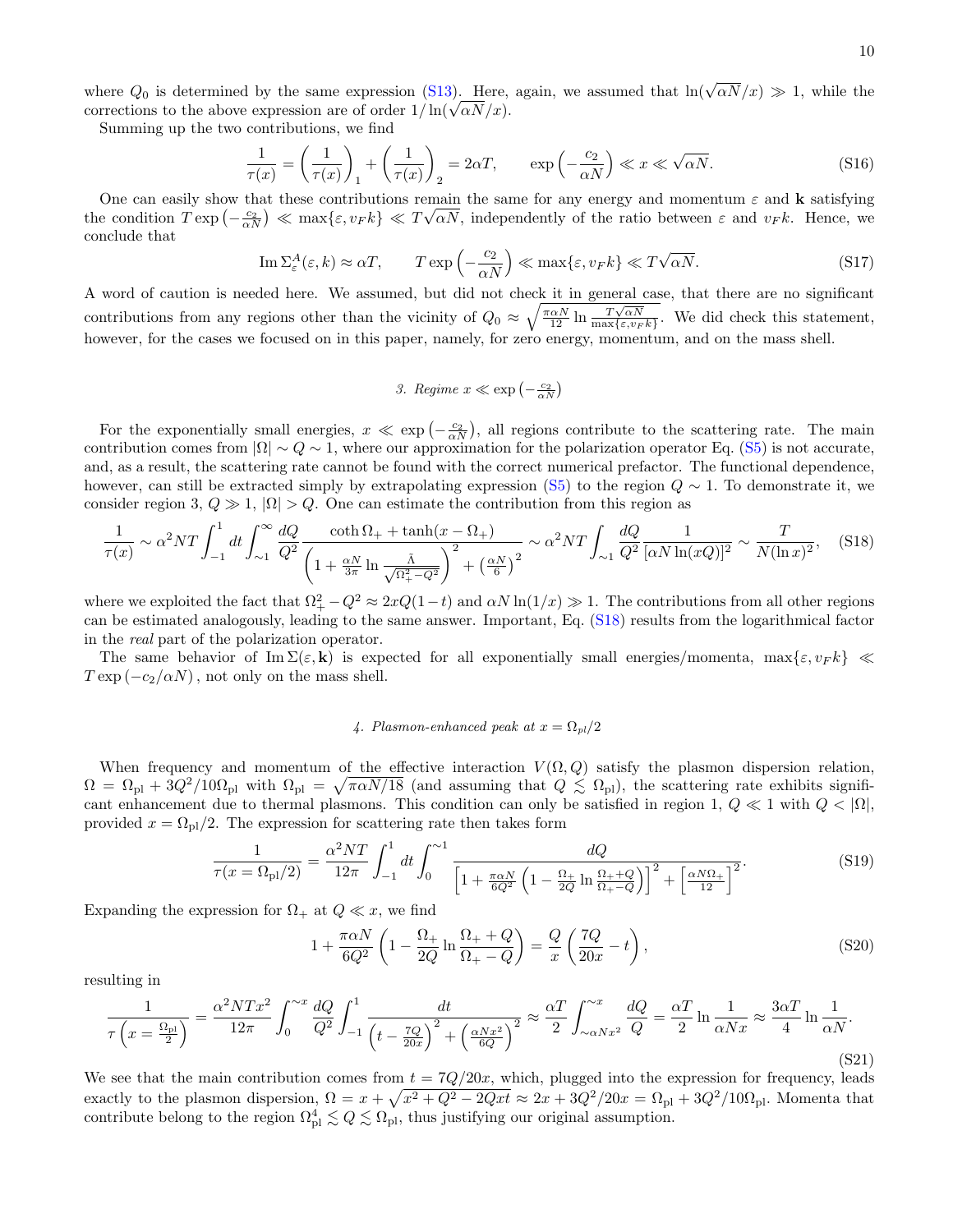where $Q_0$ is determined by the same expression (S13). Here, again, we assumed that $\ln(\sqrt{\alpha N}/x) \gg 1$, while the corrections to the above expression are of order $1/\ln(\sqrt{\alpha N}/x)$.

Summing up the two contributions, we find

$$\frac{1}{\tau(x)} = \left(\frac{1}{\tau(x)}\right)_1 + \left(\frac{1}{\tau(x)}\right)_2 = 2\alpha T, \qquad \exp\left(-\frac{c_2}{\alpha N}\right) \ll x \ll \sqrt{\alpha N}. \tag{S16}$$

One can easily show that these contributions remain the same for any energy and momentum $\varepsilon$ and $\mathbf{k}$ satisfying the condition $T\exp\left(-\frac{c_2}{\alpha N}\right) \ll \max\{\varepsilon, v_F k\} \ll T\sqrt{\alpha N}$, independently of the ratio between $\varepsilon$ and $v_F k$. Hence, we conclude that

$$\operatorname{Im}\Sigma^A_\varepsilon(\varepsilon, k) \approx \alpha T, \qquad T\exp\left(-\frac{c_2}{\alpha N}\right) \ll \max\{\varepsilon, v_F k\} \ll T\sqrt{\alpha N}. \tag{S17}$$

A word of caution is needed here. We assumed, but did not check it in general case, that there are no significant contributions from any regions other than the vicinity of $Q_0 \approx \sqrt{\frac{\pi\alpha N}{12}\ln\frac{T\sqrt{\alpha N}}{\max\{\varepsilon, v_F k\}}}$. We did check this statement, however, for the cases we focused on in this paper, namely, for zero energy, momentum, and on the mass shell.

#### 3. Regime $x \ll \exp\left(-\frac{c_2}{\alpha N}\right)$

For the exponentially small energies, $x \ll \exp\left(-\frac{c_2}{\alpha N}\right)$, all regions contribute to the scattering rate. The main contribution comes from $|\Omega| \sim Q \sim 1$, where our approximation for the polarization operator Eq. (S5) is not accurate, and, as a result, the scattering rate cannot be found with the correct numerical prefactor. The functional dependence, however, can still be extracted simply by extrapolating expression (S5) to the region $Q \sim 1$. To demonstrate it, we consider region 3, $Q \gg 1$, $|\Omega| > Q$. One can estimate the contribution from this region as

$$\frac{1}{\tau(x)} \sim \alpha^2 N T \int_{-1}^{1} dt \int_{\sim 1}^{\infty} \frac{dQ}{Q^2} \frac{\coth\Omega_+ + \tanh(x - \Omega_+)}{\left(1 + \frac{\alpha N}{3\pi}\ln\frac{\tilde\Lambda}{\sqrt{\Omega_+^2 - Q^2}}\right)^2 + \left(\frac{\alpha N}{6}\right)^2} \sim \alpha^2 N T \int_{\sim 1} \frac{dQ}{Q^2}\frac{1}{[\alpha N\ln(xQ)]^2} \sim \frac{T}{N(\ln x)^2}, \tag{S18}$$

where we exploited the fact that $\Omega_+^2 - Q^2 \approx 2xQ(1-t)$ and $\alpha N \ln(1/x) \gg 1$. The contributions from all other regions can be estimated analogously, leading to the same answer. Important, Eq. (S18) results from the logarithmical factor in the *real* part of the polarization operator.

The same behavior of $\operatorname{Im}\Sigma(\varepsilon, \mathbf{k})$ is expected for all exponentially small energies/momenta, $\max\{\varepsilon, v_F k\} \ll T\exp(-c_2/\alpha N)$, not only on the mass shell.

#### 4. Plasmon-enhanced peak at $x = \Omega_{pl}/2$

When frequency and momentum of the effective interaction $V(\Omega, Q)$ satisfy the plasmon dispersion relation, $\Omega = \Omega_{\rm pl} + 3Q^2/10\Omega_{\rm pl}$ with $\Omega_{\rm pl} = \sqrt{\pi\alpha N/18}$ (and assuming that $Q \lesssim \Omega_{\rm pl}$), the scattering rate exhibits significant enhancement due to thermal plasmons. This condition can only be satisfied in region 1, $Q \ll 1$ with $Q < |\Omega|$, provided $x = \Omega_{\rm pl}/2$. The expression for scattering rate then takes form

$$\frac{1}{\tau(x = \Omega_{\rm pl}/2)} = \frac{\alpha^2 N T}{12\pi}\int_{-1}^{1} dt \int_0^{\sim 1} \frac{dQ}{\left[1 + \frac{\pi\alpha N}{6Q^2}\left(1 - \frac{\Omega_+}{2Q}\ln\frac{\Omega_+ + Q}{\Omega_+ - Q}\right)\right]^2 + \left[\frac{\alpha N\Omega_+}{12}\right]^2}. \tag{S19}$$

Expanding the expression for $\Omega_+$ at $Q \ll x$, we find

$$1 + \frac{\pi\alpha N}{6Q^2}\left(1 - \frac{\Omega_+}{2Q}\ln\frac{\Omega_+ + Q}{\Omega_+ - Q}\right) = \frac{Q}{x}\left(\frac{7Q}{20x} - t\right), \tag{S20}$$

resulting in

$$\frac{1}{\tau\left(x = \frac{\Omega_{\rm pl}}{2}\right)} = \frac{\alpha^2 N T x^2}{12\pi}\int_0^{\sim x}\frac{dQ}{Q^2}\int_{-1}^{1}\frac{dt}{\left(t - \frac{7Q}{20x}\right)^2 + \left(\frac{\alpha N x^2}{6Q}\right)^2} \approx \frac{\alpha T}{2}\int_{\sim\alpha N x^2}^{\sim x}\frac{dQ}{Q} = \frac{\alpha T}{2}\ln\frac{1}{\alpha N x} \approx \frac{3\alpha T}{4}\ln\frac{1}{\alpha N}. \tag{S21}$$

We see that the main contribution comes from $t = 7Q/20x$, which, plugged into the expression for frequency, leads exactly to the plasmon dispersion, $\Omega = x + \sqrt{x^2 + Q^2 - 2Qxt} \approx 2x + 3Q^2/20x = \Omega_{\rm pl} + 3Q^2/10\Omega_{\rm pl}$. Momenta that contribute belong to the region $\Omega_{\rm pl}^4 \lesssim Q \lesssim \Omega_{\rm pl}$, thus justifying our original assumption.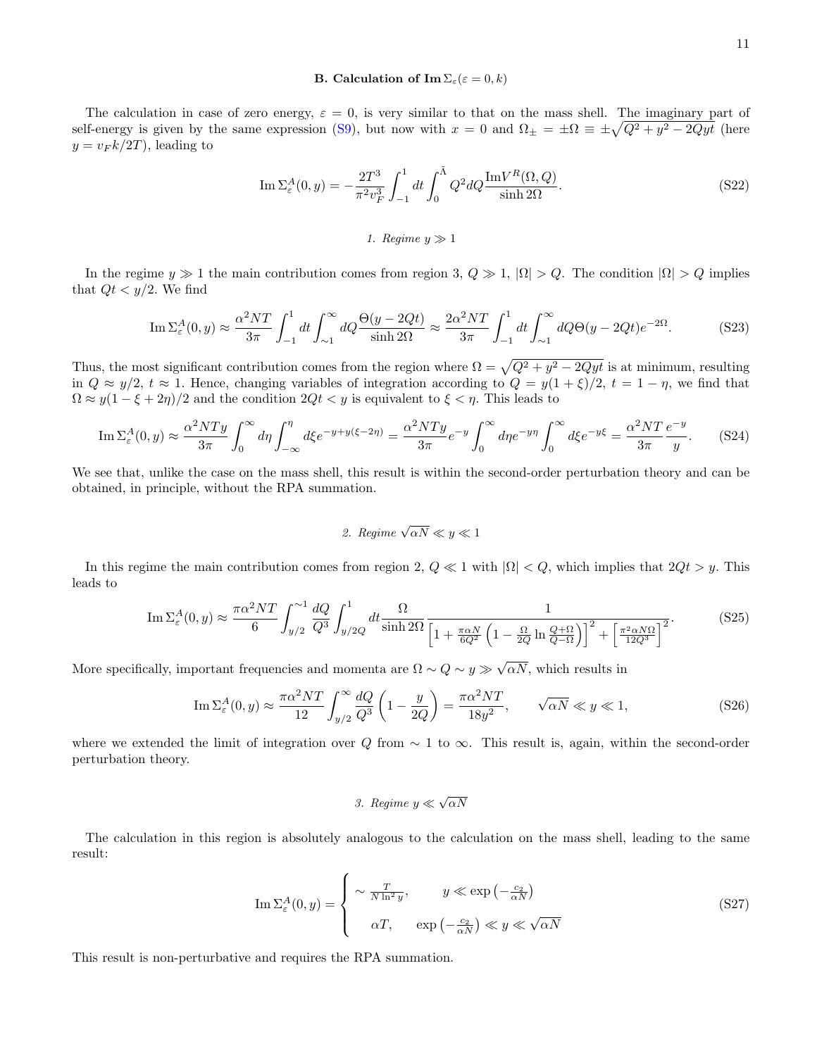### B. Calculation of $\mathrm{Im}\,\Sigma_\varepsilon(\varepsilon = 0, k)$

The calculation in case of zero energy, $\varepsilon = 0$, is very similar to that on the mass shell. The imaginary part of self-energy is given by the same expression (S9), but now with $x = 0$ and $\Omega_\pm = \pm\Omega \equiv \pm\sqrt{Q^2 + y^2 - 2Qyt}$ (here $y = v_F k/2T$), leading to

$$
\mathrm{Im}\,\Sigma_\varepsilon^A(0, y) = -\frac{2T^3}{\pi^2 v_F^3} \int_{-1}^{1} dt \int_0^{\tilde{\Lambda}} Q^2 dQ \frac{\mathrm{Im} V^R(\Omega, Q)}{\sinh 2\Omega}. \tag{S22}
$$

#### 1. Regime $y \gg 1$

In the regime $y \gg 1$ the main contribution comes from region 3, $Q \gg 1$, $|\Omega| > Q$. The condition $|\Omega| > Q$ implies that $Qt < y/2$. We find

$$
\mathrm{Im}\,\Sigma_\varepsilon^A(0, y) \approx \frac{\alpha^2 NT}{3\pi} \int_{-1}^{1} dt \int_{\sim 1}^{\infty} dQ \frac{\Theta(y - 2Qt)}{\sinh 2\Omega} \approx \frac{2\alpha^2 NT}{3\pi} \int_{-1}^{1} dt \int_{\sim 1}^{\infty} dQ \Theta(y - 2Qt) e^{-2\Omega}. \tag{S23}
$$

Thus, the most significant contribution comes from the region where $\Omega = \sqrt{Q^2 + y^2 - 2Qyt}$ is at minimum, resulting in $Q \approx y/2$, $t \approx 1$. Hence, changing variables of integration according to $Q = y(1 + \xi)/2$, $t = 1 - \eta$, we find that $\Omega \approx y(1 - \xi + 2\eta)/2$ and the condition $2Qt < y$ is equivalent to $\xi < \eta$. This leads to

$$
\mathrm{Im}\,\Sigma_\varepsilon^A(0, y) \approx \frac{\alpha^2 NTy}{3\pi} \int_0^{\infty} d\eta \int_{-\infty}^{\eta} d\xi e^{-y + y(\xi - 2\eta)} = \frac{\alpha^2 NTy}{3\pi} e^{-y} \int_0^{\infty} d\eta e^{-y\eta} \int_0^{\infty} d\xi e^{-y\xi} = \frac{\alpha^2 NT}{3\pi} \frac{e^{-y}}{y}. \tag{S24}
$$

We see that, unlike the case on the mass shell, this result is within the second-order perturbation theory and can be obtained, in principle, without the RPA summation.

#### 2. Regime $\sqrt{\alpha N} \ll y \ll 1$

In this regime the main contribution comes from region 2, $Q \ll 1$ with $|\Omega| < Q$, which implies that $2Qt > y$. This leads to

$$
\mathrm{Im}\,\Sigma_\varepsilon^A(0, y) \approx \frac{\pi\alpha^2 NT}{6} \int_{y/2}^{\sim 1} \frac{dQ}{Q^3} \int_{y/2Q}^{1} dt \frac{\Omega}{\sinh 2\Omega} \frac{1}{\left[1 + \frac{\pi\alpha N}{6Q^2}\left(1 - \frac{\Omega}{2Q} \ln \frac{Q + \Omega}{Q - \Omega}\right)\right]^2 + \left[\frac{\pi^2 \alpha N \Omega}{12 Q^3}\right]^2}. \tag{S25}
$$

More specifically, important frequencies and momenta are $\Omega \sim Q \sim y \gg \sqrt{\alpha N}$, which results in

$$
\mathrm{Im}\,\Sigma_\varepsilon^A(0, y) \approx \frac{\pi\alpha^2 NT}{12} \int_{y/2}^{\infty} \frac{dQ}{Q^3} \left(1 - \frac{y}{2Q}\right) = \frac{\pi\alpha^2 NT}{18 y^2}, \qquad \sqrt{\alpha N} \ll y \ll 1, \tag{S26}
$$

where we extended the limit of integration over $Q$ from $\sim 1$ to $\infty$. This result is, again, within the second-order perturbation theory.

#### 3. Regime $y \ll \sqrt{\alpha N}$

The calculation in this region is absolutely analogous to the calculation on the mass shell, leading to the same result:

$$
\mathrm{Im}\,\Sigma_\varepsilon^A(0, y) = \begin{cases} \sim \frac{T}{N \ln^2 y}, & y \ll \exp\left(-\frac{c_2}{\alpha N}\right) \\ \alpha T, & \exp\left(-\frac{c_2}{\alpha N}\right) \ll y \ll \sqrt{\alpha N} \end{cases} \tag{S27}
$$

This result is non-perturbative and requires the RPA summation.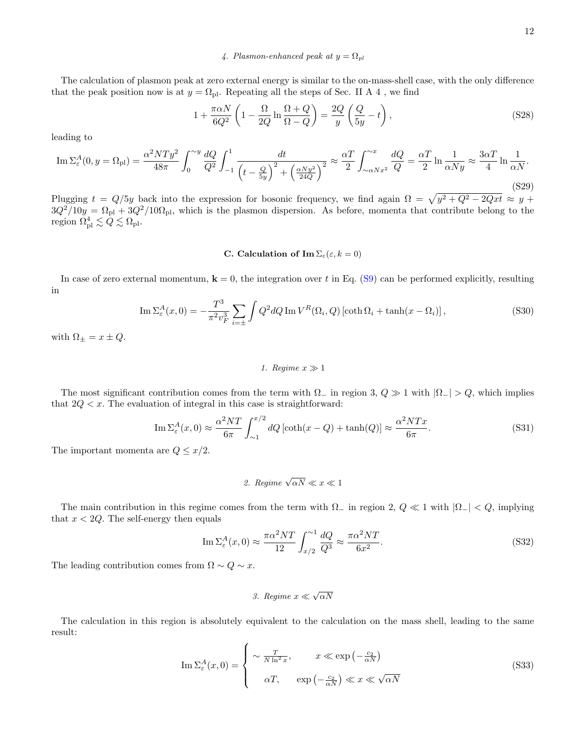#### 4. Plasmon-enhanced peak at $y = \Omega_{pl}$

The calculation of plasmon peak at zero external energy is similar to the on-mass-shell case, with the only difference that the peak position now is at $y = \Omega_{\rm pl}$. Repeating all the steps of Sec. II A 4 , we find

$$1 + \frac{\pi\alpha N}{6Q^2}\left(1 - \frac{\Omega}{2Q}\ln\frac{\Omega+Q}{\Omega-Q}\right) = \frac{2Q}{y}\left(\frac{Q}{5y} - t\right), \tag{S28}$$

leading to

$$\operatorname{Im}\Sigma^A_\varepsilon(0, y = \Omega_{\rm pl}) = \frac{\alpha^2 NTy^2}{48\pi}\int_0^{\sim y}\frac{dQ}{Q^2}\int_{-1}^{1}\frac{dt}{\left(t - \frac{Q}{5y}\right)^2 + \left(\frac{\alpha N y^2}{24Q}\right)^2} \approx \frac{\alpha T}{2}\int_{\sim\alpha N x^2}^{\sim x}\frac{dQ}{Q} = \frac{\alpha T}{2}\ln\frac{1}{\alpha N y} \approx \frac{3\alpha T}{4}\ln\frac{1}{\alpha N}. \tag{S29}$$

Plugging $t = Q/5y$ back into the expression for bosonic frequency, we find again $\Omega = \sqrt{y^2 + Q^2 - 2Qxt} \approx y + 3Q^2/10y = \Omega_{\rm pl} + 3Q^2/10\Omega_{\rm pl}$, which is the plasmon dispersion. As before, momenta that contribute belong to the region $\Omega^4_{\rm pl} \lesssim Q \lesssim \Omega_{\rm pl}$.

### C. Calculation of $\operatorname{Im}\Sigma_\varepsilon(\varepsilon, k = 0)$

In case of zero external momentum, $\mathbf{k} = 0$, the integration over $t$ in Eq. (S9) can be performed explicitly, resulting in

$$\operatorname{Im}\Sigma^A_\varepsilon(x, 0) = -\frac{T^3}{\pi^2 v_F^3}\sum_{i=\pm}\int Q^2 dQ \operatorname{Im}V^R(\Omega_i, Q)\left[\coth\Omega_i + \tanh(x - \Omega_i)\right], \tag{S30}$$

with $\Omega_\pm = x \pm Q$.

#### 1. Regime $x \gg 1$

The most significant contribution comes from the term with $\Omega_-$ in region 3, $Q \gg 1$ with $|\Omega_-| > Q$, which implies that $2Q < x$. The evaluation of integral in this case is straightforward:

$$\operatorname{Im}\Sigma^A_\varepsilon(x, 0) \approx \frac{\alpha^2 NT}{6\pi}\int_{\sim 1}^{x/2} dQ\left[\coth(x - Q) + \tanh(Q)\right] \approx \frac{\alpha^2 NTx}{6\pi}. \tag{S31}$$

The important momenta are $Q \leq x/2$.

#### 2. Regime $\sqrt{\alpha N} \ll x \ll 1$

The main contribution in this regime comes from the term with $\Omega_-$ in region 2, $Q \ll 1$ with $|\Omega_-| < Q$, implying that $x < 2Q$. The self-energy then equals

$$\operatorname{Im}\Sigma^A_\varepsilon(x, 0) \approx \frac{\pi\alpha^2 NT}{12}\int_{x/2}^{\sim 1}\frac{dQ}{Q^3} \approx \frac{\pi\alpha^2 NT}{6x^2}. \tag{S32}$$

The leading contribution comes from $\Omega \sim Q \sim x$.

#### 3. Regime $x \ll \sqrt{\alpha N}$

The calculation in this region is absolutely equivalent to the calculation on the mass shell, leading to the same result:

$$\operatorname{Im}\Sigma^A_\varepsilon(x, 0) = \begin{cases} \sim \frac{T}{N\ln^2 x}, & x \ll \exp\left(-\frac{c_2}{\alpha N}\right) \\ \alpha T, & \exp\left(-\frac{c_2}{\alpha N}\right) \ll x \ll \sqrt{\alpha N} \end{cases} \tag{S33}$$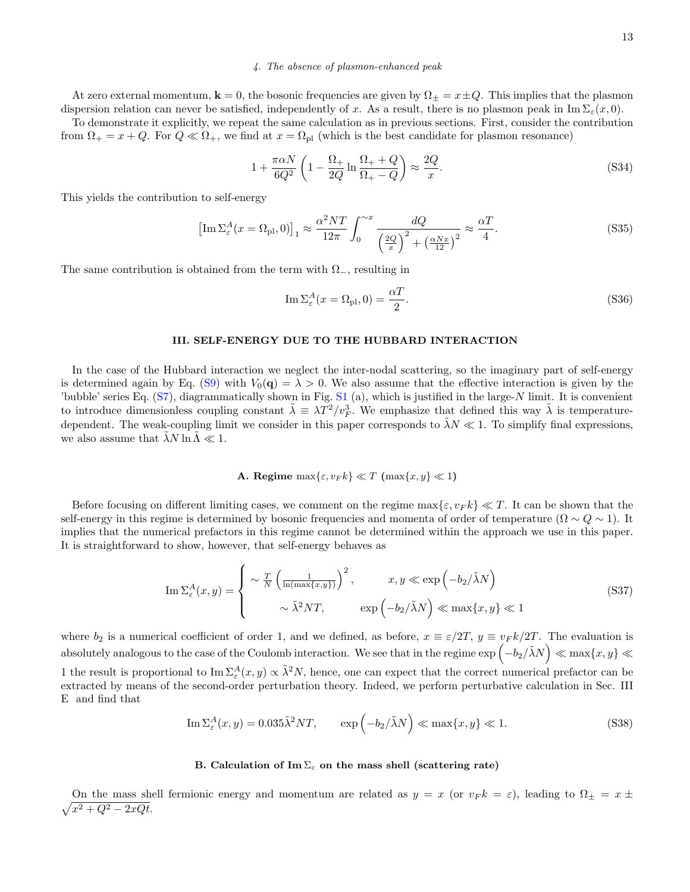#### *4. The absence of plasmon-enhanced peak*

At zero external momentum, $\mathbf{k} = 0$, the bosonic frequencies are given by $\Omega_\pm = x \pm Q$. This implies that the plasmon dispersion relation can never be satisfied, independently of $x$. As a result, there is no plasmon peak in $\operatorname{Im}\Sigma_\varepsilon(x, 0)$.

To demonstrate it explicitly, we repeat the same calculation as in previous sections. First, consider the contribution from $\Omega_+ = x + Q$. For $Q \ll \Omega_+$, we find at $x = \Omega_{\rm pl}$ (which is the best candidate for plasmon resonance)

$$1 + \frac{\pi \alpha N}{6Q^2}\left(1 - \frac{\Omega_+}{2Q}\ln\frac{\Omega_+ + Q}{\Omega_+ - Q}\right) \approx \frac{2Q}{x}. \tag{S34}$$

This yields the contribution to self-energy

$$\left[\operatorname{Im}\Sigma^A_\varepsilon(x = \Omega_{\rm pl}, 0)\right]_1 \approx \frac{\alpha^2 NT}{12\pi}\int_0^{\sim x}\frac{dQ}{\left(\frac{2Q}{x}\right)^2 + \left(\frac{\alpha N x}{12}\right)^2} \approx \frac{\alpha T}{4}. \tag{S35}$$

The same contribution is obtained from the term with $\Omega_-$, resulting in

$$\operatorname{Im}\Sigma^A_\varepsilon(x = \Omega_{\rm pl}, 0) = \frac{\alpha T}{2}. \tag{S36}$$

## III. SELF-ENERGY DUE TO THE HUBBARD INTERACTION

In the case of the Hubbard interaction we neglect the inter-nodal scattering, so the imaginary part of self-energy is determined again by Eq. (S9) with $V_0(\mathbf{q}) = \lambda > 0$. We also assume that the effective interaction is given by the 'bubble' series Eq. (S7), diagrammatically shown in Fig. S1 (a), which is justified in the large-$N$ limit. It is convenient to introduce dimensionless coupling constant $\tilde{\lambda} \equiv \lambda T^2/v_F^3$. We emphasize that defined this way $\tilde{\lambda}$ is temperature-dependent. The weak-coupling limit we consider in this paper corresponds to $\tilde{\lambda}N \ll 1$. To simplify final expressions, we also assume that $\tilde{\lambda}N \ln\tilde{\Lambda} \ll 1$.

### A. Regime $\max\{\varepsilon, v_F k\} \ll T$ ($\max\{x, y\} \ll 1$)

Before focusing on different limiting cases, we comment on the regime $\max\{\varepsilon, v_F k\} \ll T$. It can be shown that the self-energy in this regime is determined by bosonic frequencies and momenta of order of temperature ($\Omega \sim Q \sim 1$). It implies that the numerical prefactors in this regime cannot be determined within the approach we use in this paper. It is straightforward to show, however, that self-energy behaves as

$$\operatorname{Im}\Sigma^A_\varepsilon(x, y) = \begin{cases} \sim \frac{T}{N}\left(\frac{1}{\ln(\max\{x,y\})}\right)^2, & x, y \ll \exp\left(-b_2/\tilde{\lambda}N\right) \\ \sim \tilde{\lambda}^2 NT, & \exp\left(-b_2/\tilde{\lambda}N\right) \ll \max\{x, y\} \ll 1 \end{cases} \tag{S37}$$

where $b_2$ is a numerical coefficient of order 1, and we defined, as before, $x \equiv \varepsilon/2T$, $y \equiv v_F k/2T$. The evaluation is absolutely analogous to the case of the Coulomb interaction. We see that in the regime $\exp\left(-b_2/\tilde{\lambda}N\right) \ll \max\{x, y\} \ll 1$ the result is proportional to $\operatorname{Im}\Sigma^A_\varepsilon(x, y) \propto \tilde{\lambda}^2 N$, hence, one can expect that the correct numerical prefactor can be extracted by means of the second-order perturbation theory. Indeed, we perform perturbative calculation in Sec. III E and find that

$$\operatorname{Im}\Sigma^A_\varepsilon(x, y) = 0.035\tilde{\lambda}^2 NT, \qquad \exp\left(-b_2/\tilde{\lambda}N\right) \ll \max\{x, y\} \ll 1. \tag{S38}$$

### B. Calculation of $\operatorname{Im}\Sigma_\varepsilon$ on the mass shell (scattering rate)

On the mass shell fermionic energy and momentum are related as $y = x$ (or $v_F k = \varepsilon$), leading to $\Omega_\pm = x \pm \sqrt{x^2 + Q^2 - 2xQt}$.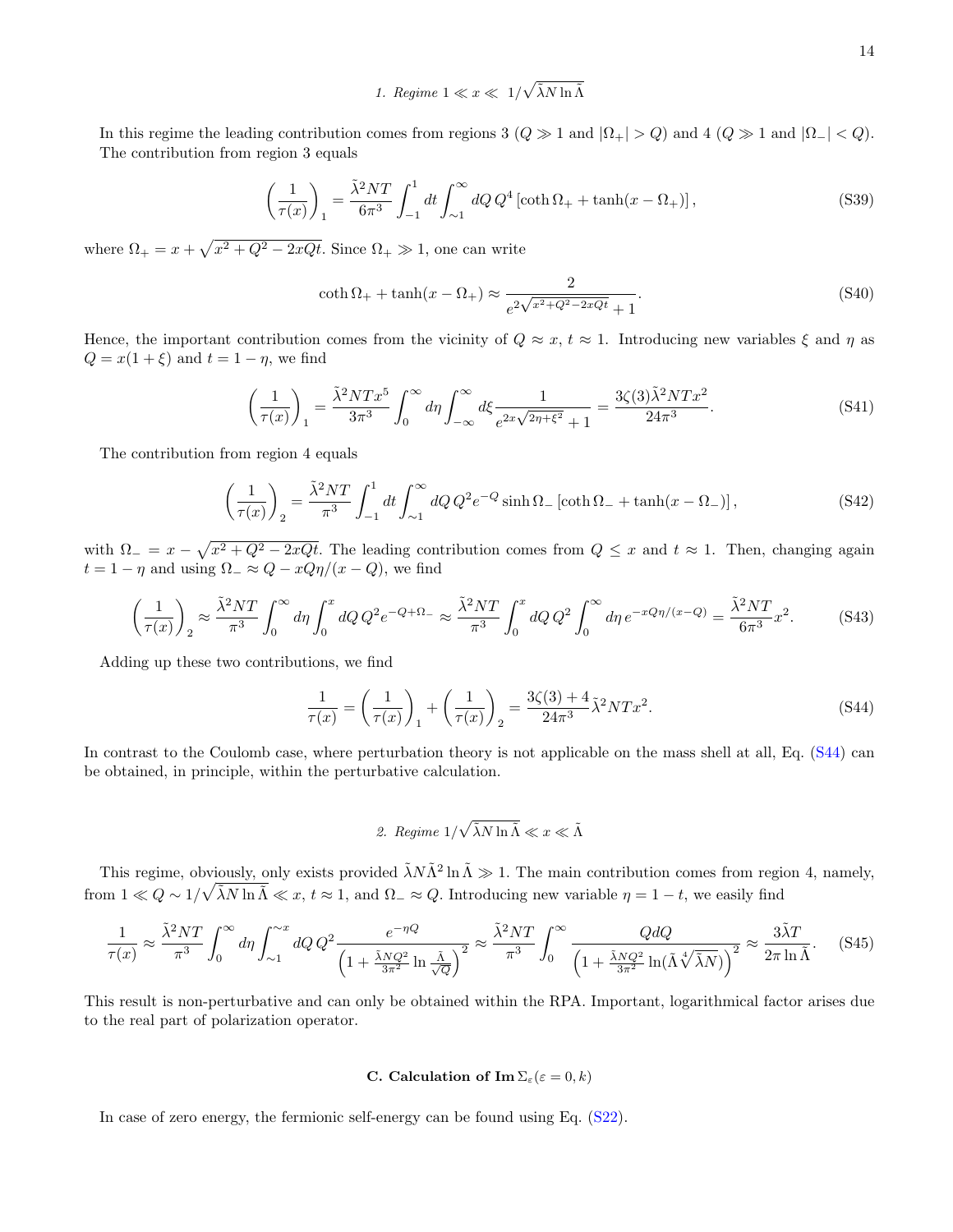### 1. Regime $1 \ll x \ll 1/\sqrt{\tilde{\lambda} N \ln \tilde{\Lambda}}$

In this regime the leading contribution comes from regions 3 ($Q \gg 1$ and $|\Omega_+| > Q$) and 4 ($Q \gg 1$ and $|\Omega_-| < Q$). The contribution from region 3 equals

$$\left(\frac{1}{\tau(x)}\right)_1 = \frac{\tilde{\lambda}^2 NT}{6\pi^3} \int_{-1}^{1} dt \int_{\sim 1}^{\infty} dQ\, Q^4 \left[\coth \Omega_+ + \tanh(x - \Omega_+)\right], \tag{S39}$$

where $\Omega_+ = x + \sqrt{x^2 + Q^2 - 2xQt}$. Since $\Omega_+ \gg 1$, one can write

$$\coth \Omega_+ + \tanh(x - \Omega_+) \approx \frac{2}{e^{2\sqrt{x^2+Q^2-2xQt}} + 1}. \tag{S40}$$

Hence, the important contribution comes from the vicinity of $Q \approx x$, $t \approx 1$. Introducing new variables $\xi$ and $\eta$ as $Q = x(1+\xi)$ and $t = 1 - \eta$, we find

$$\left(\frac{1}{\tau(x)}\right)_1 = \frac{\tilde{\lambda}^2 NT x^5}{3\pi^3} \int_0^{\infty} d\eta \int_{-\infty}^{\infty} d\xi \frac{1}{e^{2x\sqrt{2\eta+\xi^2}} + 1} = \frac{3\zeta(3)\tilde{\lambda}^2 NT x^2}{24\pi^3}. \tag{S41}$$

The contribution from region 4 equals

$$\left(\frac{1}{\tau(x)}\right)_2 = \frac{\tilde{\lambda}^2 NT}{\pi^3} \int_{-1}^{1} dt \int_{\sim 1}^{\infty} dQ\, Q^2 e^{-Q} \sinh \Omega_- \left[\coth \Omega_- + \tanh(x - \Omega_-)\right], \tag{S42}$$

with $\Omega_- = x - \sqrt{x^2 + Q^2 - 2xQt}$. The leading contribution comes from $Q \leq x$ and $t \approx 1$. Then, changing again $t = 1 - \eta$ and using $\Omega_- \approx Q - xQ\eta/(x - Q)$, we find

$$\left(\frac{1}{\tau(x)}\right)_2 \approx \frac{\tilde{\lambda}^2 NT}{\pi^3} \int_0^{\infty} d\eta \int_0^{x} dQ\, Q^2 e^{-Q+\Omega_-} \approx \frac{\tilde{\lambda}^2 NT}{\pi^3} \int_0^{x} dQ\, Q^2 \int_0^{\infty} d\eta\, e^{-xQ\eta/(x-Q)} = \frac{\tilde{\lambda}^2 NT}{6\pi^3} x^2. \tag{S43}$$

Adding up these two contributions, we find

$$\frac{1}{\tau(x)} = \left(\frac{1}{\tau(x)}\right)_1 + \left(\frac{1}{\tau(x)}\right)_2 = \frac{3\zeta(3) + 4}{24\pi^3} \tilde{\lambda}^2 NT x^2. \tag{S44}$$

In contrast to the Coulomb case, where perturbation theory is not applicable on the mass shell at all, Eq. (S44) can be obtained, in principle, within the perturbative calculation.

### 2. Regime $1/\sqrt{\tilde{\lambda} N \ln \tilde{\Lambda}} \ll x \ll \tilde{\Lambda}$

This regime, obviously, only exists provided $\tilde{\lambda} N \tilde{\Lambda}^2 \ln \tilde{\Lambda} \gg 1$. The main contribution comes from region 4, namely, from $1 \ll Q \sim 1/\sqrt{\tilde{\lambda} N \ln \tilde{\Lambda}} \ll x$, $t \approx 1$, and $\Omega_- \approx Q$. Introducing new variable $\eta = 1 - t$, we easily find

$$\frac{1}{\tau(x)} \approx \frac{\tilde{\lambda}^2 NT}{\pi^3} \int_0^{\infty} d\eta \int_{\sim 1}^{\sim x} dQ\, Q^2 \frac{e^{-\eta Q}}{\left(1 + \frac{\tilde{\lambda} N Q^2}{3\pi^2} \ln \frac{\tilde{\Lambda}}{\sqrt{Q}}\right)^2} \approx \frac{\tilde{\lambda}^2 NT}{\pi^3} \int_0^{\infty} \frac{Q dQ}{\left(1 + \frac{\tilde{\lambda} N Q^2}{3\pi^2} \ln(\tilde{\Lambda} \sqrt[4]{\tilde{\lambda} N})\right)^2} \approx \frac{3\tilde{\lambda} T}{2\pi \ln \tilde{\Lambda}}. \tag{S45}$$

This result is non-perturbative and can only be obtained within the RPA. Important, logarithmical factor arises due to the real part of polarization operator.

## C. Calculation of $\mathrm{Im}\, \Sigma_\varepsilon(\varepsilon = 0, k)$

In case of zero energy, the fermionic self-energy can be found using Eq. (S22).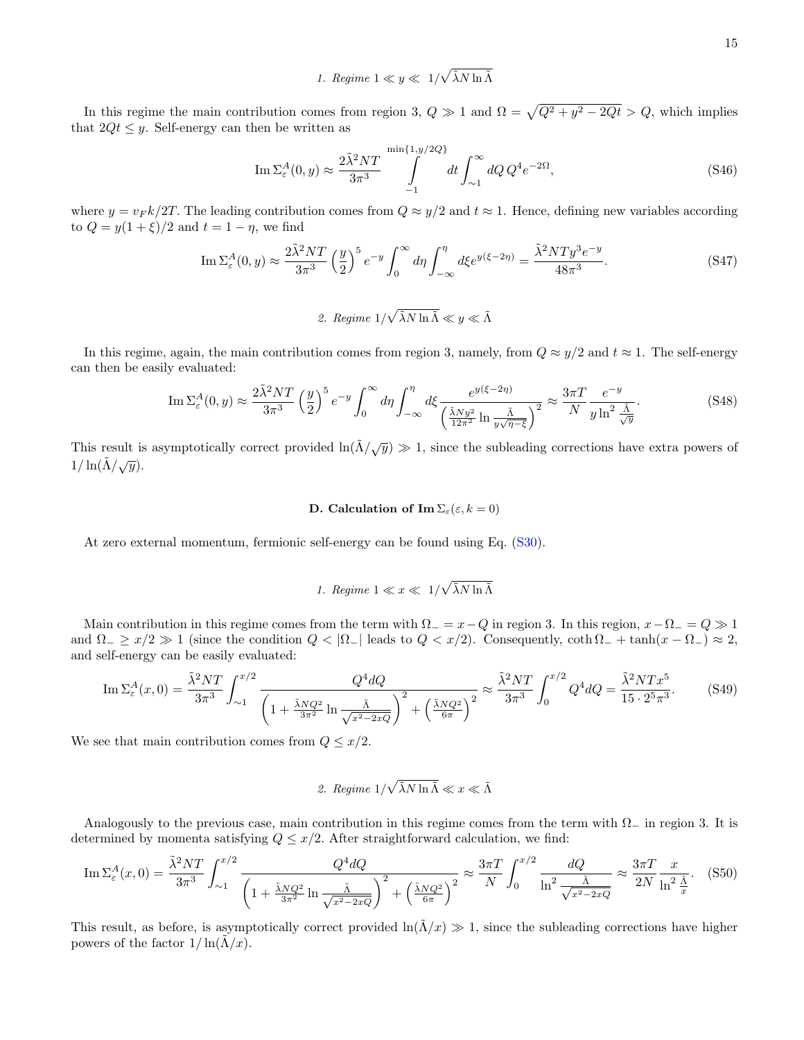### 1. Regime $1 \ll y \ll 1/\sqrt{\tilde{\lambda} N \ln \tilde{\Lambda}}$

In this regime the main contribution comes from region 3, $Q \gg 1$ and $\Omega = \sqrt{Q^2 + y^2 - 2Qt} > Q$, which implies that $2Qt \leq y$. Self-energy can then be written as

$$\operatorname{Im} \Sigma_\varepsilon^A(0, y) \approx \frac{2\tilde{\lambda}^2 NT}{3\pi^3} \int_{-1}^{\min\{1, y/2Q\}} dt \int_{\sim 1}^{\infty} dQ\, Q^4 e^{-2\Omega}, \tag{S46}$$

where $y = v_F k/2T$. The leading contribution comes from $Q \approx y/2$ and $t \approx 1$. Hence, defining new variables according to $Q = y(1+\xi)/2$ and $t = 1-\eta$, we find

$$\operatorname{Im} \Sigma_\varepsilon^A(0, y) \approx \frac{2\tilde{\lambda}^2 NT}{3\pi^3} \left(\frac{y}{2}\right)^5 e^{-y} \int_0^\infty d\eta \int_{-\infty}^{\eta} d\xi e^{y(\xi - 2\eta)} = \frac{\tilde{\lambda}^2 NT y^3 e^{-y}}{48\pi^3}. \tag{S47}$$

### 2. Regime $1/\sqrt{\tilde{\lambda} N \ln \tilde{\Lambda}} \ll y \ll \tilde{\Lambda}$

In this regime, again, the main contribution comes from region 3, namely, from $Q \approx y/2$ and $t \approx 1$. The self-energy can then be easily evaluated:

$$\operatorname{Im} \Sigma_\varepsilon^A(0, y) \approx \frac{2\tilde{\lambda}^2 NT}{3\pi^3} \left(\frac{y}{2}\right)^5 e^{-y} \int_0^\infty d\eta \int_{-\infty}^{\eta} d\xi \frac{e^{y(\xi - 2\eta)}}{\left(\frac{\tilde{\lambda} N y^2}{12\pi^2} \ln \frac{\tilde{\Lambda}}{y\sqrt{\eta - \xi}}\right)^2} \approx \frac{3\pi T}{N} \frac{e^{-y}}{y \ln^2 \frac{\tilde{\Lambda}}{\sqrt{y}}}. \tag{S48}$$

This result is asymptotically correct provided $\ln(\tilde{\Lambda}/\sqrt{y}) \gg 1$, since the subleading corrections have extra powers of $1/\ln(\tilde{\Lambda}/\sqrt{y})$.

## D. Calculation of $\operatorname{Im} \Sigma_\varepsilon(\varepsilon, k = 0)$

At zero external momentum, fermionic self-energy can be found using Eq. (S30).

### 1. Regime $1 \ll x \ll 1/\sqrt{\tilde{\lambda} N \ln \tilde{\Lambda}}$

Main contribution in this regime comes from the term with $\Omega_- = x - Q$ in region 3. In this region, $x - \Omega_- = Q \gg 1$ and $\Omega_- \geq x/2 \gg 1$ (since the condition $Q < |\Omega_-|$ leads to $Q < x/2$). Consequently, $\coth \Omega_- + \tanh(x - \Omega_-) \approx 2$, and self-energy can be easily evaluated:

$$\operatorname{Im} \Sigma_\varepsilon^A(x, 0) = \frac{\tilde{\lambda}^2 NT}{3\pi^3} \int_{\sim 1}^{x/2} \frac{Q^4 dQ}{\left(1 + \frac{\tilde{\lambda} N Q^2}{3\pi^2} \ln \frac{\tilde{\Lambda}}{\sqrt{x^2 - 2xQ}}\right)^2 + \left(\frac{\tilde{\lambda} N Q^2}{6\pi}\right)^2} \approx \frac{\tilde{\lambda}^2 NT}{3\pi^3} \int_0^{x/2} Q^4 dQ = \frac{\tilde{\lambda}^2 NT x^5}{15 \cdot 2^5 \pi^3}. \tag{S49}$$

We see that main contribution comes from $Q \leq x/2$.

### 2. Regime $1/\sqrt{\tilde{\lambda} N \ln \tilde{\Lambda}} \ll x \ll \tilde{\Lambda}$

Analogously to the previous case, main contribution in this regime comes from the term with $\Omega_-$ in region 3. It is determined by momenta satisfying $Q \leq x/2$. After straightforward calculation, we find:

$$\operatorname{Im} \Sigma_\varepsilon^A(x, 0) = \frac{\tilde{\lambda}^2 NT}{3\pi^3} \int_{\sim 1}^{x/2} \frac{Q^4 dQ}{\left(1 + \frac{\tilde{\lambda} N Q^2}{3\pi^2} \ln \frac{\tilde{\Lambda}}{\sqrt{x^2 - 2xQ}}\right)^2 + \left(\frac{\tilde{\lambda} N Q^2}{6\pi}\right)^2} \approx \frac{3\pi T}{N} \int_0^{x/2} \frac{dQ}{\ln^2 \frac{\tilde{\Lambda}}{\sqrt{x^2 - 2xQ}}} \approx \frac{3\pi T}{2N} \frac{x}{\ln^2 \frac{\tilde{\Lambda}}{x}}. \tag{S50}$$

This result, as before, is asymptotically correct provided $\ln(\tilde{\Lambda}/x) \gg 1$, since the subleading corrections have higher powers of the factor $1/\ln(\tilde{\Lambda}/x)$.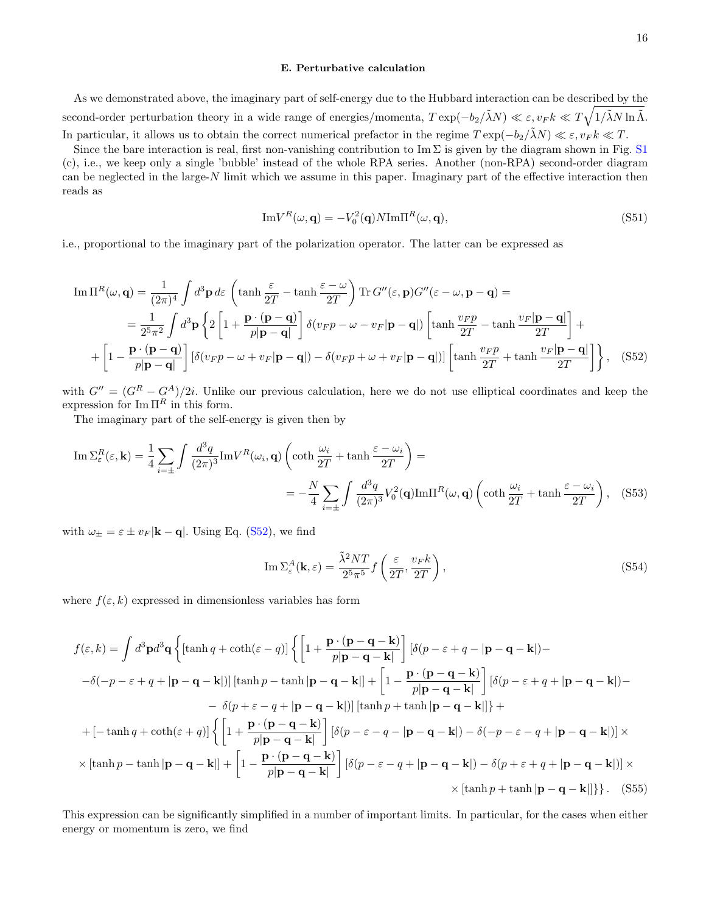### E. Perturbative calculation

As we demonstrated above, the imaginary part of self-energy due to the Hubbard interaction can be described by the second-order perturbation theory in a wide range of energies/momenta, $T\exp(-b_2/\tilde{\lambda}N) \ll \varepsilon, v_F k \ll T\sqrt{1/\tilde{\lambda}N\ln\tilde{\Lambda}}$. In particular, it allows us to obtain the correct numerical prefactor in the regime $T\exp(-b_2/\tilde{\lambda}N) \ll \varepsilon, v_F k \ll T$.

Since the bare interaction is real, first non-vanishing contribution to $\mathrm{Im}\,\Sigma$ is given by the diagram shown in Fig. S1 (c), i.e., we keep only a single 'bubble' instead of the whole RPA series. Another (non-RPA) second-order diagram can be neglected in the large-$N$ limit which we assume in this paper. Imaginary part of the effective interaction then reads as

$$
\mathrm{Im}V^R(\omega,\mathbf{q}) = -V_0^2(\mathbf{q})N\mathrm{Im}\Pi^R(\omega,\mathbf{q}), \tag{S51}
$$

i.e., proportional to the imaginary part of the polarization operator. The latter can be expressed as

$$
\begin{aligned}
\mathrm{Im}\,\Pi^R(\omega,\mathbf{q}) &= \frac{1}{(2\pi)^4}\int d^3\mathbf{p}\,d\varepsilon\,\left(\tanh\frac{\varepsilon}{2T} - \tanh\frac{\varepsilon-\omega}{2T}\right)\mathrm{Tr}\,G''(\varepsilon,\mathbf{p})G''(\varepsilon-\omega,\mathbf{p}-\mathbf{q}) = \\
&= \frac{1}{2^5\pi^2}\int d^3\mathbf{p}\left\{2\left[1+\frac{\mathbf{p}\cdot(\mathbf{p}-\mathbf{q})}{p|\mathbf{p}-\mathbf{q}|}\right]\delta(v_F p - \omega - v_F|\mathbf{p}-\mathbf{q}|)\left[\tanh\frac{v_F p}{2T} - \tanh\frac{v_F|\mathbf{p}-\mathbf{q}|}{2T}\right] + \right.\\
&\left. + \left[1-\frac{\mathbf{p}\cdot(\mathbf{p}-\mathbf{q})}{p|\mathbf{p}-\mathbf{q}|}\right]\left[\delta(v_F p - \omega + v_F|\mathbf{p}-\mathbf{q}|) - \delta(v_F p + \omega + v_F|\mathbf{p}-\mathbf{q}|)\right]\left[\tanh\frac{v_F p}{2T} + \tanh\frac{v_F|\mathbf{p}-\mathbf{q}|}{2T}\right]\right\}, 
\end{aligned}\tag{S52}
$$

with $G'' = (G^R - G^A)/2i$. Unlike our previous calculation, here we do not use elliptical coordinates and keep the expression for $\mathrm{Im}\,\Pi^R$ in this form.

The imaginary part of the self-energy is given then by

$$
\begin{aligned}
\mathrm{Im}\,\Sigma_\varepsilon^R(\varepsilon,\mathbf{k}) &= \frac{1}{4}\sum_{i=\pm}\int\frac{d^3q}{(2\pi)^3}\mathrm{Im}V^R(\omega_i,\mathbf{q})\left(\coth\frac{\omega_i}{2T} + \tanh\frac{\varepsilon-\omega_i}{2T}\right) = \\
&= -\frac{N}{4}\sum_{i=\pm}\int\frac{d^3q}{(2\pi)^3}V_0^2(\mathbf{q})\mathrm{Im}\Pi^R(\omega,\mathbf{q})\left(\coth\frac{\omega_i}{2T} + \tanh\frac{\varepsilon-\omega_i}{2T}\right),
\end{aligned}\tag{S53}
$$

with $\omega_\pm = \varepsilon \pm v_F|\mathbf{k}-\mathbf{q}|$. Using Eq. (S52), we find

$$
\mathrm{Im}\,\Sigma_\varepsilon^A(\mathbf{k},\varepsilon) = \frac{\tilde{\lambda}^2 NT}{2^5\pi^5}f\left(\frac{\varepsilon}{2T},\frac{v_F k}{2T}\right), \tag{S54}
$$

where $f(\varepsilon,k)$ expressed in dimensionless variables has form

$$
\begin{aligned}
f(\varepsilon,k) = \int d^3\mathbf{p}d^3\mathbf{q}&\left\{[\tanh q + \coth(\varepsilon-q)]\left\{\left[1+\frac{\mathbf{p}\cdot(\mathbf{p}-\mathbf{q}-\mathbf{k})}{p|\mathbf{p}-\mathbf{q}-\mathbf{k}|}\right][\delta(p-\varepsilon+q-|\mathbf{p}-\mathbf{q}-\mathbf{k}|) - \right.\right.\\
&-\delta(-p-\varepsilon+q+|\mathbf{p}-\mathbf{q}-\mathbf{k}|)]\,[\tanh p - \tanh|\mathbf{p}-\mathbf{q}-\mathbf{k}|] + \left[1-\frac{\mathbf{p}\cdot(\mathbf{p}-\mathbf{q}-\mathbf{k})}{p|\mathbf{p}-\mathbf{q}-\mathbf{k}|}\right][\delta(p-\varepsilon+q+|\mathbf{p}-\mathbf{q}-\mathbf{k}|) - \\
&\left. -\ \delta(p+\varepsilon-q+|\mathbf{p}-\mathbf{q}-\mathbf{k}|)]\,[\tanh p + \tanh|\mathbf{p}-\mathbf{q}-\mathbf{k}|]\right\} + \\
&+[-\tanh q + \coth(\varepsilon+q)]\left\{\left[1+\frac{\mathbf{p}\cdot(\mathbf{p}-\mathbf{q}-\mathbf{k})}{p|\mathbf{p}-\mathbf{q}-\mathbf{k}|}\right][\delta(p-\varepsilon-q-|\mathbf{p}-\mathbf{q}-\mathbf{k}|) - \delta(-p-\varepsilon-q+|\mathbf{p}-\mathbf{q}-\mathbf{k}|)]\,\times\right.\\
&\times[\tanh p - \tanh|\mathbf{p}-\mathbf{q}-\mathbf{k}|] + \left[1-\frac{\mathbf{p}\cdot(\mathbf{p}-\mathbf{q}-\mathbf{k})}{p|\mathbf{p}-\mathbf{q}-\mathbf{k}|}\right][\delta(p-\varepsilon-q+|\mathbf{p}-\mathbf{q}-\mathbf{k}|) - \delta(p+\varepsilon+q+|\mathbf{p}-\mathbf{q}-\mathbf{k}|)]\,\times\\
&\left.\left.\times[\tanh p + \tanh|\mathbf{p}-\mathbf{q}-\mathbf{k}|]\right\}\right\}.
\end{aligned}\tag{S55}
$$

This expression can be significantly simplified in a number of important limits. In particular, for the cases when either energy or momentum is zero, we find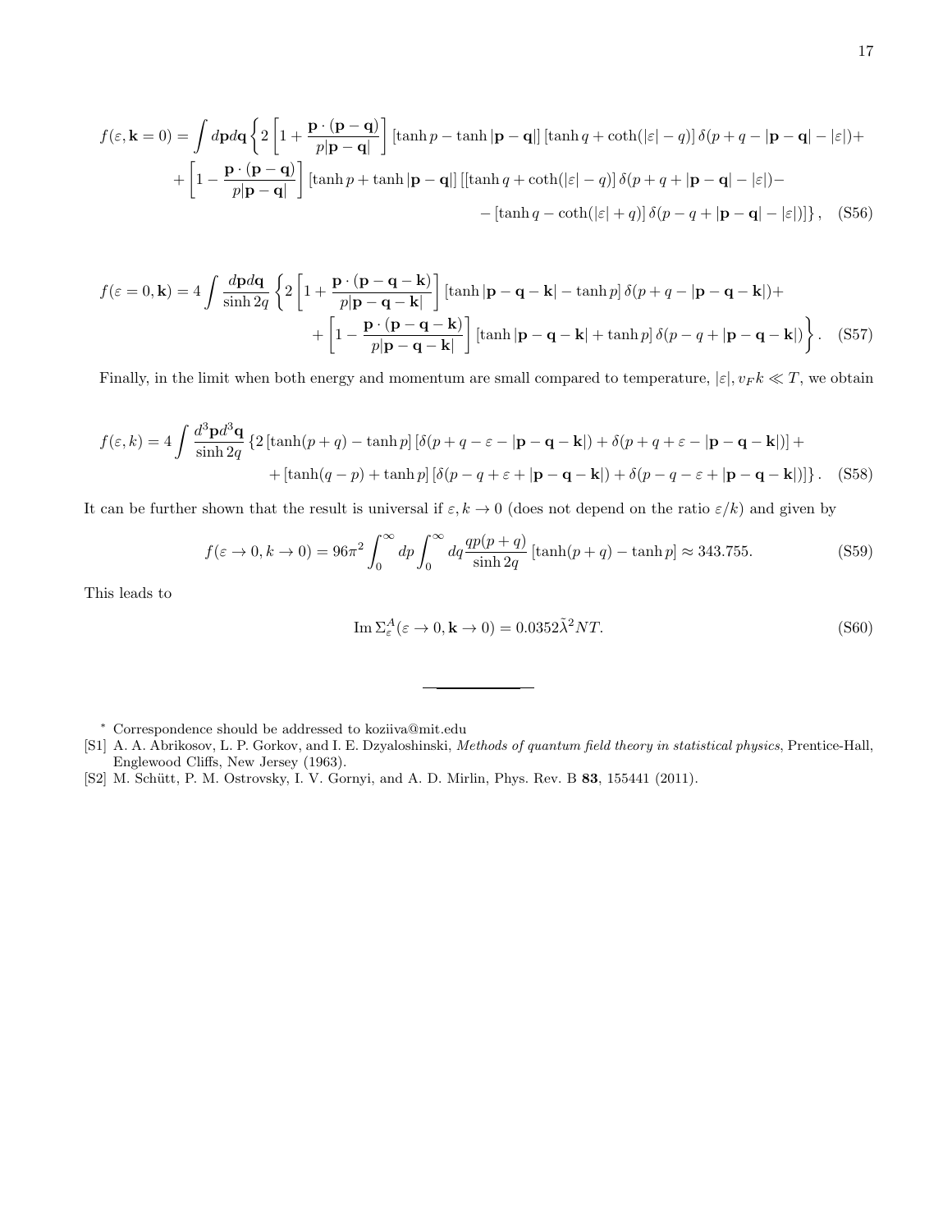$$
f(\varepsilon, \mathbf{k}=0) = \int d\mathbf{p}d\mathbf{q} \left\{ 2\left[1 + \frac{\mathbf{p}\cdot(\mathbf{p}-\mathbf{q})}{p|\mathbf{p}-\mathbf{q}|}\right] \left[\tanh p - \tanh|\mathbf{p}-\mathbf{q}|\right] \left[\tanh q + \coth(|\varepsilon| - q)\right] \delta(p + q - |\mathbf{p}-\mathbf{q}| - |\varepsilon|) + \right.
$$

$$
+ \left[1 - \frac{\mathbf{p}\cdot(\mathbf{p}-\mathbf{q})}{p|\mathbf{p}-\mathbf{q}|}\right] \left[\tanh p + \tanh|\mathbf{p}-\mathbf{q}|\right] \left[\left[\tanh q + \coth(|\varepsilon| - q)\right] \delta(p + q + |\mathbf{p}-\mathbf{q}| - |\varepsilon|) - \right.
$$

$$
\left.\left. - \left[\tanh q - \coth(|\varepsilon| + q)\right] \delta(p - q + |\mathbf{p}-\mathbf{q}| - |\varepsilon|)\right]\right\}, \quad \text{(S56)}
$$

$$
f(\varepsilon=0, \mathbf{k}) = 4\int \frac{d\mathbf{p}d\mathbf{q}}{\sinh 2q} \left\{ 2\left[1 + \frac{\mathbf{p}\cdot(\mathbf{p}-\mathbf{q}-\mathbf{k})}{p|\mathbf{p}-\mathbf{q}-\mathbf{k}|}\right] \left[\tanh|\mathbf{p}-\mathbf{q}-\mathbf{k}| - \tanh p\right] \delta(p + q - |\mathbf{p}-\mathbf{q}-\mathbf{k}|) + \right.
$$

$$
\left. + \left[1 - \frac{\mathbf{p}\cdot(\mathbf{p}-\mathbf{q}-\mathbf{k})}{p|\mathbf{p}-\mathbf{q}-\mathbf{k}|}\right] \left[\tanh|\mathbf{p}-\mathbf{q}-\mathbf{k}| + \tanh p\right] \delta(p - q + |\mathbf{p}-\mathbf{q}-\mathbf{k}|) \right\}. \quad \text{(S57)}
$$

Finally, in the limit when both energy and momentum are small compared to temperature, $|\varepsilon|, v_F k \ll T$, we obtain

$$
f(\varepsilon, k) = 4\int \frac{d^3\mathbf{p}d^3\mathbf{q}}{\sinh 2q} \left\{ 2\left[\tanh(p+q) - \tanh p\right] \left[\delta(p + q - \varepsilon - |\mathbf{p}-\mathbf{q}-\mathbf{k}|) + \delta(p + q + \varepsilon - |\mathbf{p}-\mathbf{q}-\mathbf{k}|)\right] + \right.
$$

$$
\left. + \left[\tanh(q-p) + \tanh p\right] \left[\delta(p - q + \varepsilon + |\mathbf{p}-\mathbf{q}-\mathbf{k}|) + \delta(p - q - \varepsilon + |\mathbf{p}-\mathbf{q}-\mathbf{k}|)\right] \right\}. \quad \text{(S58)}
$$

It can be further shown that the result is universal if $\varepsilon, k \to 0$ (does not depend on the ratio $\varepsilon/k$) and given by

$$
f(\varepsilon \to 0, k \to 0) = 96\pi^2 \int_0^\infty dp \int_0^\infty dq \frac{qp(p+q)}{\sinh 2q} \left[\tanh(p+q) - \tanh p\right] \approx 343.755. \quad \text{(S59)}
$$

This leads to

$$
\operatorname{Im} \Sigma_\varepsilon^A(\varepsilon \to 0, \mathbf{k} \to 0) = 0.0352\tilde{\lambda}^2 N T. \quad \text{(S60)}
$$

---

\* Correspondence should be addressed to koziiva@mit.edu

[S1] A. A. Abrikosov, L. P. Gorkov, and I. E. Dzyaloshinski, *Methods of quantum field theory in statistical physics*, Prentice-Hall, Englewood Cliffs, New Jersey (1963).

[S2] M. Schütt, P. M. Ostrovsky, I. V. Gornyi, and A. D. Mirlin, Phys. Rev. B **83**, 155441 (2011).